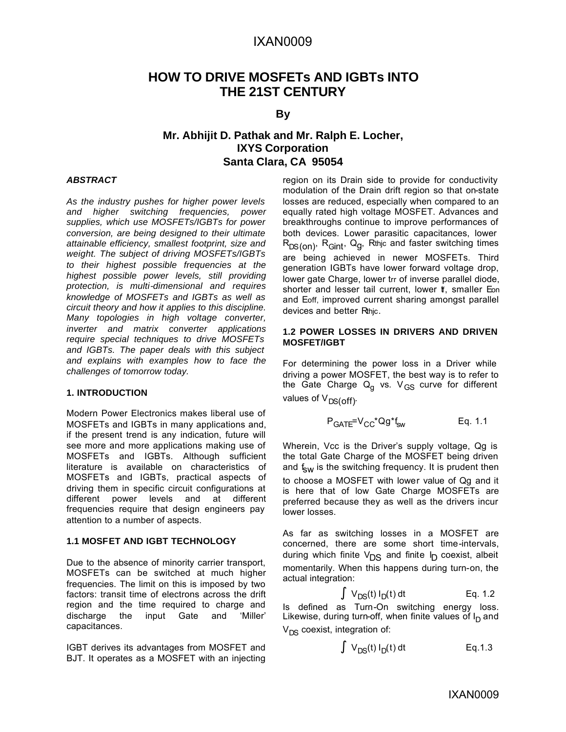# HOW TO DRIVE MOSFETs AND IGBTs INTO THE 21ST CENTURY

**By**

**Mr. Abhijit D. Pathak and Mr. Ralph E. Locher,**
**IXYS Corporation**
**Santa Clara, CA 95054**

***ABSTRACT***

*As the industry pushes for higher power levels and higher switching frequencies, power supplies, which use MOSFETs/IGBTs for power conversion, are being designed to their ultimate attainable efficiency, smallest footprint, size and weight. The subject of driving MOSFETs/IGBTs to their highest possible frequencies at the highest possible power levels, still providing protection, is multi-dimensional and requires knowledge of MOSFETs and IGBTs as well as circuit theory and how it applies to this discipline. Many topologies in high voltage converter, inverter and matrix converter applications require special techniques to drive MOSFETs and IGBTs. The paper deals with this subject and explains with examples how to face the challenges of tomorrow today.*

## 1. INTRODUCTION

Modern Power Electronics makes liberal use of MOSFETs and IGBTs in many applications and, if the present trend is any indication, future will see more and more applications making use of MOSFETs and IGBTs. Although sufficient literature is available on characteristics of MOSFETs and IGBTs, practical aspects of driving them in specific circuit configurations at different power levels and at different frequencies require that design engineers pay attention to a number of aspects.

### 1.1 MOSFET AND IGBT TECHNOLOGY

Due to the absence of minority carrier transport, MOSFETs can be switched at much higher frequencies. The limit on this is imposed by two factors: transit time of electrons across the drift region and the time required to charge and discharge the input Gate and 'Miller' capacitances.

IGBT derives its advantages from MOSFET and BJT. It operates as a MOSFET with an injecting region on its Drain side to provide for conductivity modulation of the Drain drift region so that on-state losses are reduced, especially when compared to an equally rated high voltage MOSFET. Advances and breakthroughs continue to improve performances of both devices. Lower parasitic capacitances, lower $R_{DS(on)}$, $R_{Gint}$, $Q_g$, $R_{thjc}$ and faster switching times are being achieved in newer MOSFETs. Third generation IGBTs have lower forward voltage drop, lower gate Charge, lower $t_{rr}$ of inverse parallel diode, shorter and lesser tail current, lower $t_f$, smaller $E_{on}$ and $E_{off}$, improved current sharing amongst parallel devices and better $R_{thjc}$.

### 1.2 POWER LOSSES IN DRIVERS AND DRIVEN MOSFET/IGBT

For determining the power loss in a Driver while driving a power MOSFET, the best way is to refer to the Gate Charge $Q_g$ vs. $V_{GS}$ curve for different values of $V_{DS(off)}$.

$$P_{GATE}=V_{CC}*Qg*f_{sw} \qquad \text{Eq. 1.1}$$

Wherein, Vcc is the Driver's supply voltage, Qg is the total Gate Charge of the MOSFET being driven and $f_{sw}$ is the switching frequency. It is prudent then to choose a MOSFET with lower value of Qg and it is here that of low Gate Charge MOSFETs are preferred because they as well as the drivers incur lower losses.

As far as switching losses in a MOSFET are concerned, there are some short time-intervals, during which finite $V_{DS}$ and finite $I_D$ coexist, albeit momentarily. When this happens during turn-on, the actual integration:

$$\int V_{DS}(t)\, I_D(t)\, dt \qquad \text{Eq. 1.2}$$

Is defined as Turn-On switching energy loss. Likewise, during turn-off, when finite values of $I_D$ and $V_{DS}$ coexist, integration of:

$$\int V_{DS}(t)\, I_D(t)\, dt \qquad \text{Eq.1.3}$$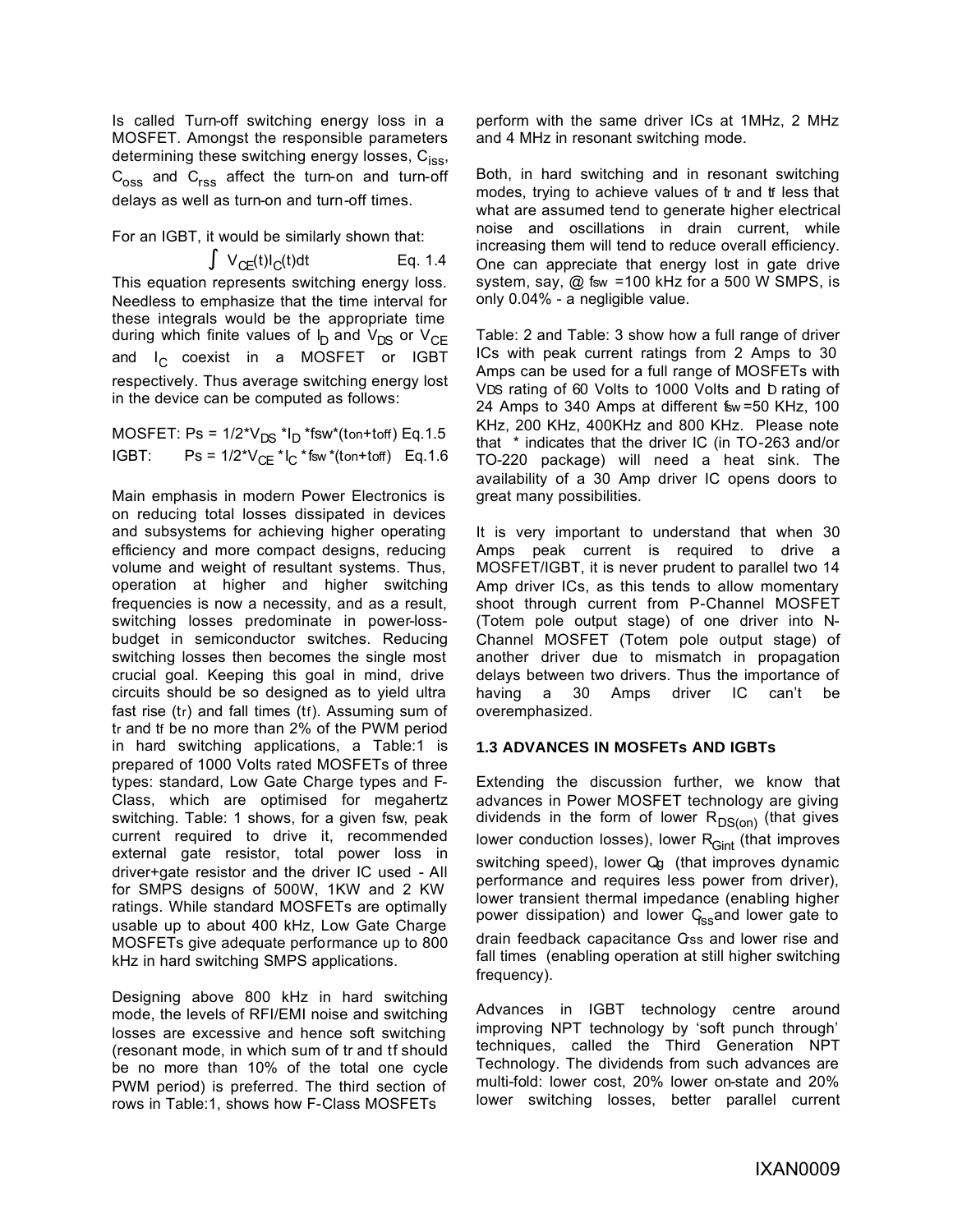Is called Turn-off switching energy loss in a MOSFET. Amongst the responsible parameters determining these switching energy losses, $C_{iss}$, $C_{oss}$ and $C_{rss}$ affect the turn-on and turn-off delays as well as turn-on and turn-off times.

For an IGBT, it would be similarly shown that:

$$\int V_{CE}(t)I_C(t)dt \qquad \text{Eq. 1.4}$$

This equation represents switching energy loss. Needless to emphasize that the time interval for these integrals would be the appropriate time during which finite values of $I_D$ and $V_{DS}$ or $V_{CE}$ and $I_C$ coexist in a MOSFET or IGBT respectively. Thus average switching energy lost in the device can be computed as follows:

MOSFET: $Ps = 1/2*V_{DS}*I_D*fsw*(t_{on}+t_{off})$ Eq.1.5

IGBT: $Ps = 1/2*V_{CE}*I_C*f_{sw}*(t_{on}+t_{off})$ Eq.1.6

Main emphasis in modern Power Electronics is on reducing total losses dissipated in devices and subsystems for achieving higher operating efficiency and more compact designs, reducing volume and weight of resultant systems. Thus, operation at higher and higher switching frequencies is now a necessity, and as a result, switching losses predominate in power-loss-budget in semiconductor switches. Reducing switching losses then becomes the single most crucial goal. Keeping this goal in mind, drive circuits should be so designed as to yield ultra fast rise ($t_r$) and fall times ($t_f$). Assuming sum of $t_r$ and $t_f$ be no more than 2% of the PWM period in hard switching applications, a Table:1 is prepared of 1000 Volts rated MOSFETs of three types: standard, Low Gate Charge types and F-Class, which are optimised for megahertz switching. Table: 1 shows, for a given fsw, peak current required to drive it, recommended external gate resistor, total power loss in driver+gate resistor and the driver IC used - All for SMPS designs of 500W, 1KW and 2 KW ratings. While standard MOSFETs are optimally usable up to about 400 kHz, Low Gate Charge MOSFETs give adequate performance up to 800 kHz in hard switching SMPS applications.

Designing above 800 kHz in hard switching mode, the levels of RFI/EMI noise and switching losses are excessive and hence soft switching (resonant mode, in which sum of tr and tf should be no more than 10% of the total one cycle PWM period) is preferred. The third section of rows in Table:1, shows how F-Class MOSFETs perform with the same driver ICs at 1MHz, 2 MHz and 4 MHz in resonant switching mode.

Both, in hard switching and in resonant switching modes, trying to achieve values of $t_r$ and $t_f$ less that what are assumed tend to generate higher electrical noise and oscillations in drain current, while increasing them will tend to reduce overall efficiency. One can appreciate that energy lost in gate drive system, say, @ $f_{sw}$ =100 kHz for a 500 W SMPS, is only 0.04% - a negligible value.

Table: 2 and Table: 3 show how a full range of driver ICs with peak current ratings from 2 Amps to 30 Amps can be used for a full range of MOSFETs with $V_{DS}$ rating of 60 Volts to 1000 Volts and $I_D$ rating of 24 Amps to 340 Amps at different $f_{sw}$=50 KHz, 100 KHz, 200 KHz, 400KHz and 800 KHz. Please note that * indicates that the driver IC (in TO-263 and/or TO-220 package) will need a heat sink. The availability of a 30 Amp driver IC opens doors to great many possibilities.

It is very important to understand that when 30 Amps peak current is required to drive a MOSFET/IGBT, it is never prudent to parallel two 14 Amp driver ICs, as this tends to allow momentary shoot through current from P-Channel MOSFET (Totem pole output stage) of one driver into N-Channel MOSFET (Totem pole output stage) of another driver due to mismatch in propagation delays between two drivers. Thus the importance of having a 30 Amps driver IC can't be overemphasized.

### 1.3 ADVANCES IN MOSFETs AND IGBTs

Extending the discussion further, we know that advances in Power MOSFET technology are giving dividends in the form of lower $R_{DS(on)}$ (that gives lower conduction losses), lower $R_{Gint}$ (that improves switching speed), lower $Q_g$ (that improves dynamic performance and requires less power from driver), lower transient thermal impedance (enabling higher power dissipation) and lower $C_{iss}$ and lower gate to drain feedback capacitance $C_{rss}$ and lower rise and fall times (enabling operation at still higher switching frequency).

Advances in IGBT technology centre around improving NPT technology by 'soft punch through' techniques, called the Third Generation NPT Technology. The dividends from such advances are multi-fold: lower cost, 20% lower on-state and 20% lower switching losses, better parallel current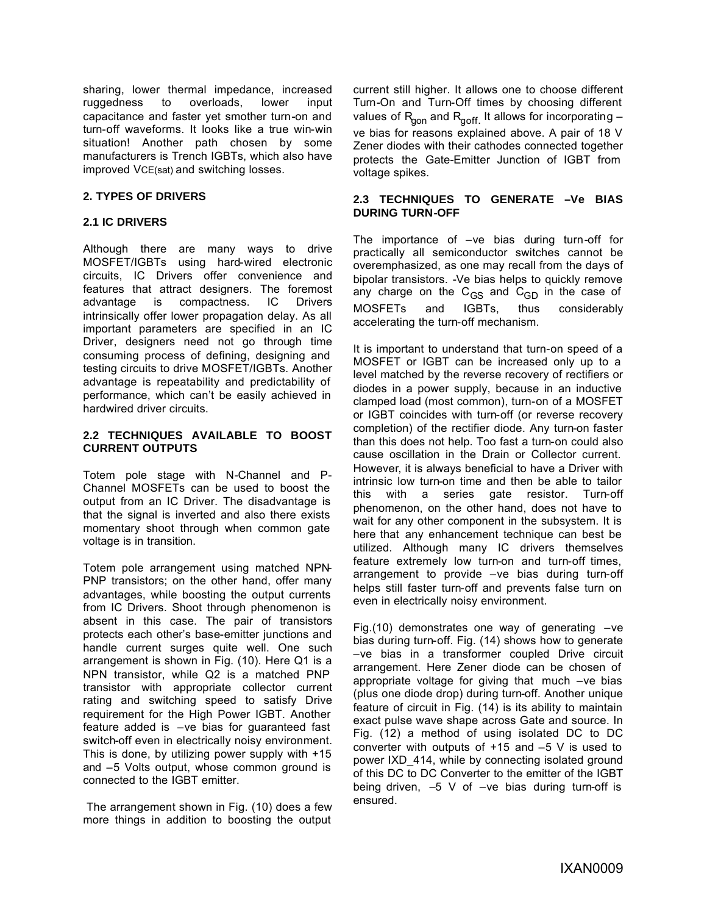sharing, lower thermal impedance, increased ruggedness to overloads, lower input capacitance and faster yet smother turn-on and turn-off waveforms. It looks like a true win-win situation! Another path chosen by some manufacturers is Trench IGBTs, which also have improved $V_{CE(sat)}$ and switching losses.

## 2. TYPES OF DRIVERS

### 2.1 IC DRIVERS

Although there are many ways to drive MOSFET/IGBTs using hard-wired electronic circuits, IC Drivers offer convenience and features that attract designers. The foremost advantage is compactness. IC Drivers intrinsically offer lower propagation delay. As all important parameters are specified in an IC Driver, designers need not go through time consuming process of defining, designing and testing circuits to drive MOSFET/IGBTs. Another advantage is repeatability and predictability of performance, which can't be easily achieved in hardwired driver circuits.

### 2.2 TECHNIQUES AVAILABLE TO BOOST CURRENT OUTPUTS

Totem pole stage with N-Channel and P-Channel MOSFETs can be used to boost the output from an IC Driver. The disadvantage is that the signal is inverted and also there exists momentary shoot through when common gate voltage is in transition.

Totem pole arrangement using matched NPN-PNP transistors; on the other hand, offer many advantages, while boosting the output currents from IC Drivers. Shoot through phenomenon is absent in this case. The pair of transistors protects each other's base-emitter junctions and handle current surges quite well. One such arrangement is shown in Fig. (10). Here Q1 is a NPN transistor, while Q2 is a matched PNP transistor with appropriate collector current rating and switching speed to satisfy Drive requirement for the High Power IGBT. Another feature added is –ve bias for guaranteed fast switch-off even in electrically noisy environment. This is done, by utilizing power supply with +15 and –5 Volts output, whose common ground is connected to the IGBT emitter.

The arrangement shown in Fig. (10) does a few more things in addition to boosting the output current still higher. It allows one to choose different Turn-On and Turn-Off times by choosing different values of $R_{gon}$ and $R_{goff}$. It allows for incorporating –ve bias for reasons explained above. A pair of 18 V Zener diodes with their cathodes connected together protects the Gate-Emitter Junction of IGBT from voltage spikes.

### 2.3 TECHNIQUES TO GENERATE –Ve BIAS DURING TURN-OFF

The importance of –ve bias during turn-off for practically all semiconductor switches cannot be overemphasized, as one may recall from the days of bipolar transistors. -Ve bias helps to quickly remove any charge on the $C_{GS}$ and $C_{GD}$ in the case of MOSFETs and IGBTs, thus considerably accelerating the turn-off mechanism.

It is important to understand that turn-on speed of a MOSFET or IGBT can be increased only up to a level matched by the reverse recovery of rectifiers or diodes in a power supply, because in an inductive clamped load (most common), turn-on of a MOSFET or IGBT coincides with turn-off (or reverse recovery completion) of the rectifier diode. Any turn-on faster than this does not help. Too fast a turn-on could also cause oscillation in the Drain or Collector current. However, it is always beneficial to have a Driver with intrinsic low turn-on time and then be able to tailor this with a series gate resistor. Turn-off phenomenon, on the other hand, does not have to wait for any other component in the subsystem. It is here that any enhancement technique can best be utilized. Although many IC drivers themselves feature extremely low turn-on and turn-off times, arrangement to provide –ve bias during turn-off helps still faster turn-off and prevents false turn on even in electrically noisy environment.

Fig.(10) demonstrates one way of generating –ve bias during turn-off. Fig. (14) shows how to generate –ve bias in a transformer coupled Drive circuit arrangement. Here Zener diode can be chosen of appropriate voltage for giving that much –ve bias (plus one diode drop) during turn-off. Another unique feature of circuit in Fig. (14) is its ability to maintain exact pulse wave shape across Gate and source. In Fig. (12) a method of using isolated DC to DC converter with outputs of +15 and –5 V is used to power IXD_414, while by connecting isolated ground of this DC to DC Converter to the emitter of the IGBT being driven, –5 V of –ve bias during turn-off is ensured.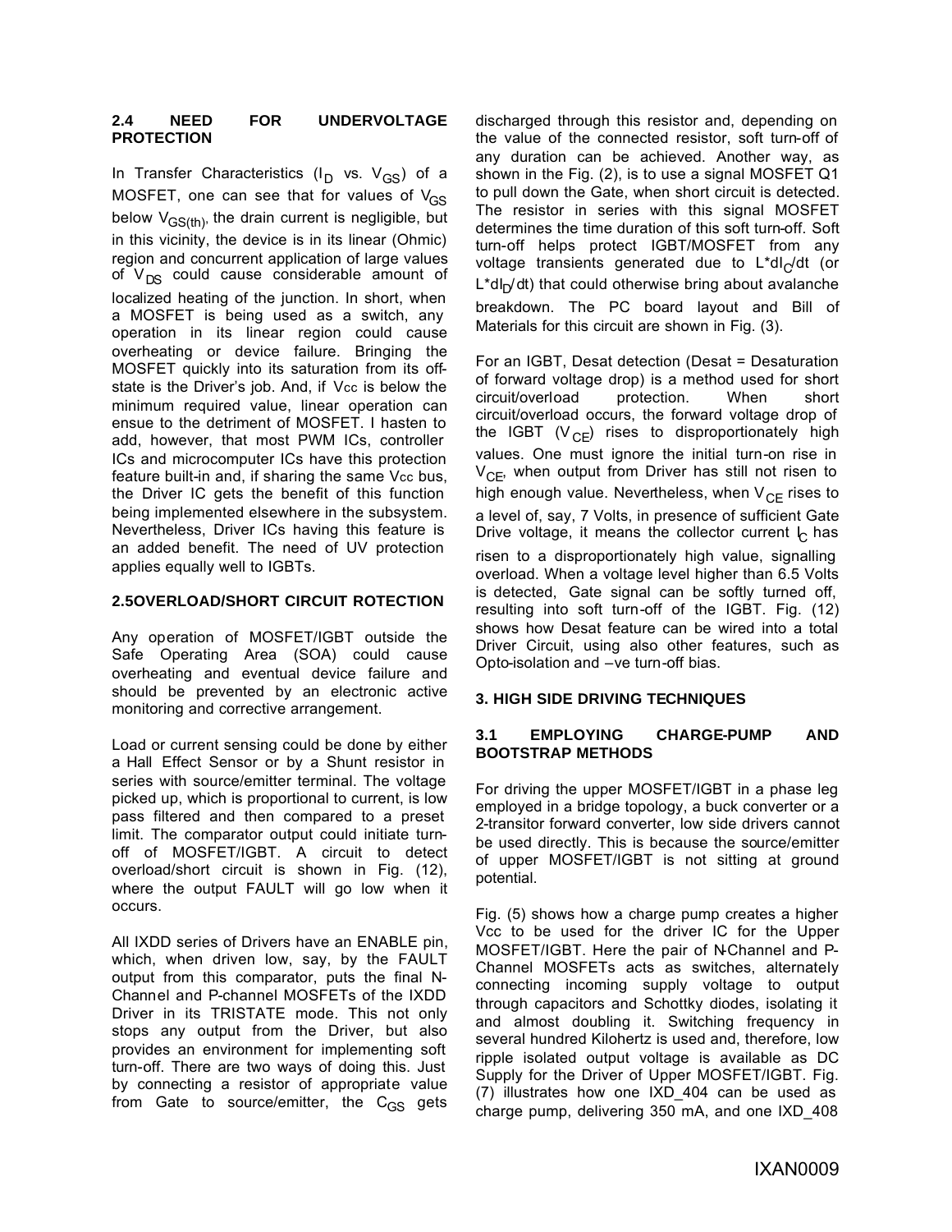### 2.4 NEED FOR UNDERVOLTAGE PROTECTION

In Transfer Characteristics ($I_D$ vs. $V_{GS}$) of a MOSFET, one can see that for values of $V_{GS}$ below $V_{GS(th)}$, the drain current is negligible, but in this vicinity, the device is in its linear (Ohmic) region and concurrent application of large values of $V_{DS}$ could cause considerable amount of localized heating of the junction. In short, when a MOSFET is being used as a switch, any operation in its linear region could cause overheating or device failure. Bringing the MOSFET quickly into its saturation from its off-state is the Driver's job. And, if $V_{cc}$ is below the minimum required value, linear operation can ensue to the detriment of MOSFET. I hasten to add, however, that most PWM ICs, controller ICs and microcomputer ICs have this protection feature built-in and, if sharing the same $V_{cc}$ bus, the Driver IC gets the benefit of this function being implemented elsewhere in the subsystem. Nevertheless, Driver ICs having this feature is an added benefit. The need of UV protection applies equally well to IGBTs.

### 2.5OVERLOAD/SHORT CIRCUIT ROTECTION

Any operation of MOSFET/IGBT outside the Safe Operating Area (SOA) could cause overheating and eventual device failure and should be prevented by an electronic active monitoring and corrective arrangement.

Load or current sensing could be done by either a Hall Effect Sensor or by a Shunt resistor in series with source/emitter terminal. The voltage picked up, which is proportional to current, is low pass filtered and then compared to a preset limit. The comparator output could initiate turn-off of MOSFET/IGBT. A circuit to detect overload/short circuit is shown in Fig. (12), where the output FAULT will go low when it occurs.

All IXDD series of Drivers have an ENABLE pin, which, when driven low, say, by the FAULT output from this comparator, puts the final N-Channel and P-channel MOSFETs of the IXDD Driver in its TRISTATE mode. This not only stops any output from the Driver, but also provides an environment for implementing soft turn-off. There are two ways of doing this. Just by connecting a resistor of appropriate value from Gate to source/emitter, the $C_{GS}$ gets discharged through this resistor and, depending on the value of the connected resistor, soft turn-off of any duration can be achieved. Another way, as shown in the Fig. (2), is to use a signal MOSFET Q1 to pull down the Gate, when short circuit is detected. The resistor in series with this signal MOSFET determines the time duration of this soft turn-off. Soft turn-off helps protect IGBT/MOSFET from any voltage transients generated due to $L*dI_C/dt$ (or $L*dI_D/dt$) that could otherwise bring about avalanche breakdown. The PC board layout and Bill of Materials for this circuit are shown in Fig. (3).

For an IGBT, Desat detection (Desat = Desaturation of forward voltage drop) is a method used for short circuit/overload protection. When short circuit/overload occurs, the forward voltage drop of the IGBT ($V_{CE}$) rises to disproportionately high values. One must ignore the initial turn-on rise in $V_{CE}$, when output from Driver has still not risen to high enough value. Nevertheless, when $V_{CE}$ rises to a level of, say, 7 Volts, in presence of sufficient Gate Drive voltage, it means the collector current $I_C$ has risen to a disproportionately high value, signalling overload. When a voltage level higher than 6.5 Volts is detected, Gate signal can be softly turned off, resulting into soft turn-off of the IGBT. Fig. (12) shows how Desat feature can be wired into a total Driver Circuit, using also other features, such as Opto-isolation and –ve turn-off bias.

## 3. HIGH SIDE DRIVING TECHNIQUES

### 3.1 EMPLOYING CHARGE-PUMP AND BOOTSTRAP METHODS

For driving the upper MOSFET/IGBT in a phase leg employed in a bridge topology, a buck converter or a 2-transitor forward converter, low side drivers cannot be used directly. This is because the source/emitter of upper MOSFET/IGBT is not sitting at ground potential.

Fig. (5) shows how a charge pump creates a higher Vcc to be used for the driver IC for the Upper MOSFET/IGBT. Here the pair of N-Channel and P-Channel MOSFETs acts as switches, alternately connecting incoming supply voltage to output through capacitors and Schottky diodes, isolating it and almost doubling it. Switching frequency in several hundred Kilohertz is used and, therefore, low ripple isolated output voltage is available as DC Supply for the Driver of Upper MOSFET/IGBT. Fig. (7) illustrates how one IXD_404 can be used as charge pump, delivering 350 mA, and one IXD_408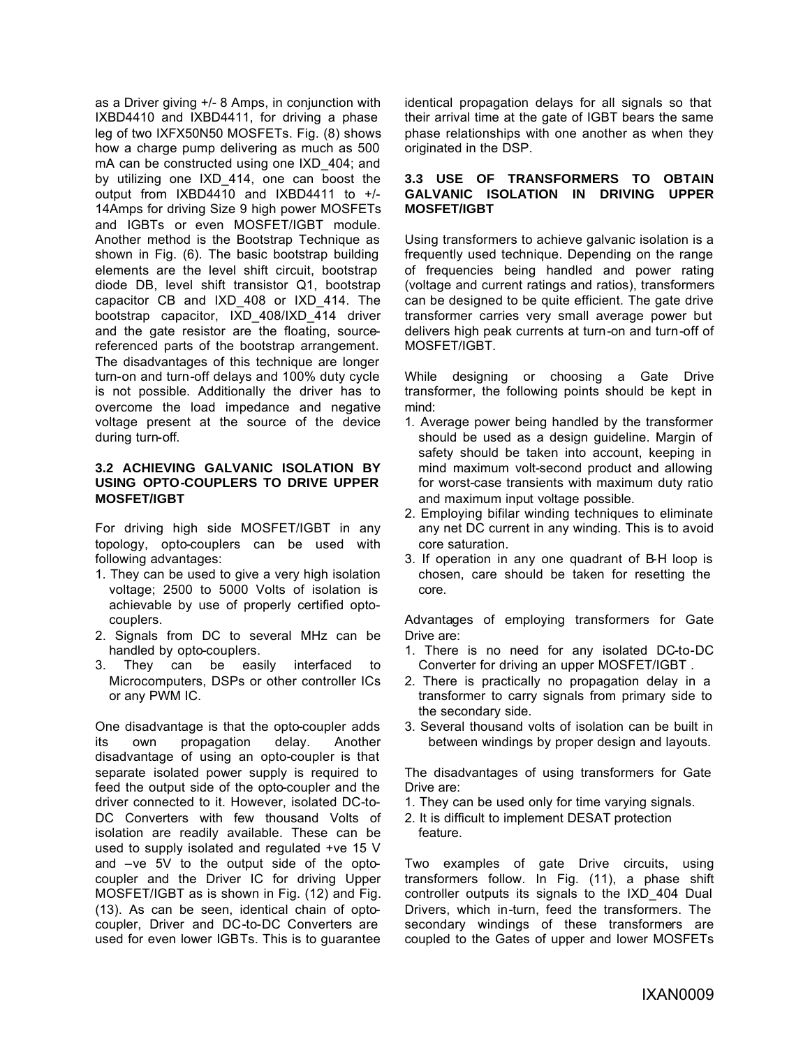as a Driver giving +/- 8 Amps, in conjunction with IXBD4410 and IXBD4411, for driving a phase leg of two IXFX50N50 MOSFETs. Fig. (8) shows how a charge pump delivering as much as 500 mA can be constructed using one IXD_404; and by utilizing one IXD_414, one can boost the output from IXBD4410 and IXBD4411 to +/- 14Amps for driving Size 9 high power MOSFETs and IGBTs or even MOSFET/IGBT module. Another method is the Bootstrap Technique as shown in Fig. (6). The basic bootstrap building elements are the level shift circuit, bootstrap diode DB, level shift transistor Q1, bootstrap capacitor CB and IXD_408 or IXD_414. The bootstrap capacitor, IXD_408/IXD_414 driver and the gate resistor are the floating, source-referenced parts of the bootstrap arrangement. The disadvantages of this technique are longer turn-on and turn-off delays and 100% duty cycle is not possible. Additionally the driver has to overcome the load impedance and negative voltage present at the source of the device during turn-off.

### 3.2 ACHIEVING GALVANIC ISOLATION BY USING OPTO-COUPLERS TO DRIVE UPPER MOSFET/IGBT

For driving high side MOSFET/IGBT in any topology, opto-couplers can be used with following advantages:

1. They can be used to give a very high isolation voltage; 2500 to 5000 Volts of isolation is achievable by use of properly certified opto-couplers.
2. Signals from DC to several MHz can be handled by opto-couplers.
3. They can be easily interfaced to Microcomputers, DSPs or other controller ICs or any PWM IC.

One disadvantage is that the opto-coupler adds its own propagation delay. Another disadvantage of using an opto-coupler is that separate isolated power supply is required to feed the output side of the opto-coupler and the driver connected to it. However, isolated DC-to-DC Converters with few thousand Volts of isolation are readily available. These can be used to supply isolated and regulated +ve 15 V and –ve 5V to the output side of the opto-coupler and the Driver IC for driving Upper MOSFET/IGBT as is shown in Fig. (12) and Fig. (13). As can be seen, identical chain of opto-coupler, Driver and DC-to-DC Converters are used for even lower IGBTs. This is to guarantee identical propagation delays for all signals so that their arrival time at the gate of IGBT bears the same phase relationships with one another as when they originated in the DSP.

### 3.3 USE OF TRANSFORMERS TO OBTAIN GALVANIC ISOLATION IN DRIVING UPPER MOSFET/IGBT

Using transformers to achieve galvanic isolation is a frequently used technique. Depending on the range of frequencies being handled and power rating (voltage and current ratings and ratios), transformers can be designed to be quite efficient. The gate drive transformer carries very small average power but delivers high peak currents at turn-on and turn-off of MOSFET/IGBT.

While designing or choosing a Gate Drive transformer, the following points should be kept in mind:

1. Average power being handled by the transformer should be used as a design guideline. Margin of safety should be taken into account, keeping in mind maximum volt-second product and allowing for worst-case transients with maximum duty ratio and maximum input voltage possible.
2. Employing bifilar winding techniques to eliminate any net DC current in any winding. This is to avoid core saturation.
3. If operation in any one quadrant of B-H loop is chosen, care should be taken for resetting the core.

Advantages of employing transformers for Gate Drive are:

1. There is no need for any isolated DC-to-DC Converter for driving an upper MOSFET/IGBT .
2. There is practically no propagation delay in a transformer to carry signals from primary side to the secondary side.
3. Several thousand volts of isolation can be built in between windings by proper design and layouts.

The disadvantages of using transformers for Gate Drive are:

1. They can be used only for time varying signals.
2. It is difficult to implement DESAT protection feature.

Two examples of gate Drive circuits, using transformers follow. In Fig. (11), a phase shift controller outputs its signals to the IXD_404 Dual Drivers, which in-turn, feed the transformers. The secondary windings of these transformers are coupled to the Gates of upper and lower MOSFETs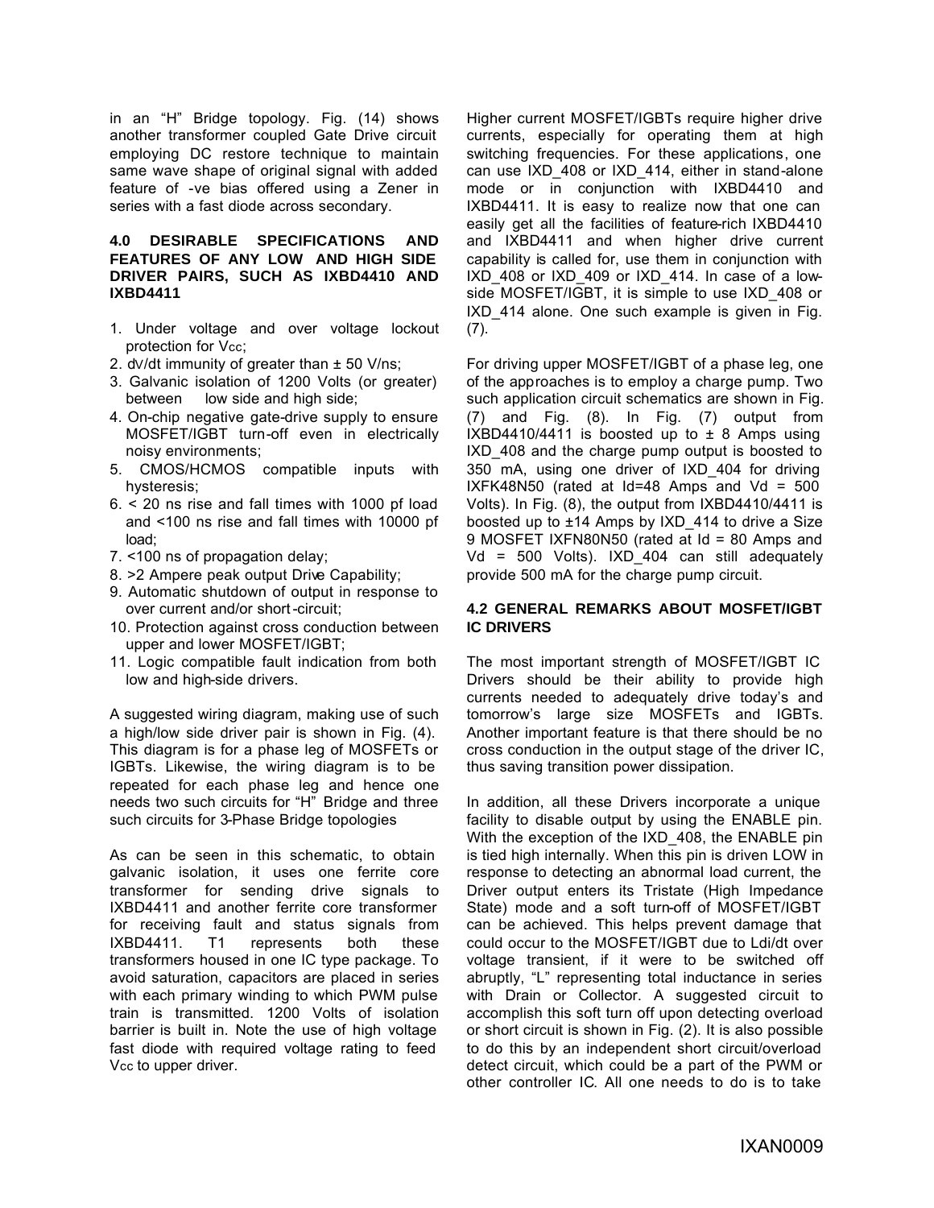in an "H" Bridge topology. Fig. (14) shows another transformer coupled Gate Drive circuit employing DC restore technique to maintain same wave shape of original signal with added feature of -ve bias offered using a Zener in series with a fast diode across secondary.

#### 4.0 DESIRABLE SPECIFICATIONS AND FEATURES OF ANY LOW AND HIGH SIDE DRIVER PAIRS, SUCH AS IXBD4410 AND IXBD4411

1. Under voltage and over voltage lockout protection for $V_{CC}$;
2. dv/dt immunity of greater than ± 50 V/ns;
3. Galvanic isolation of 1200 Volts (or greater) between low side and high side;
4. On-chip negative gate-drive supply to ensure MOSFET/IGBT turn-off even in electrically noisy environments;
5. CMOS/HCMOS compatible inputs with hysteresis;
6. < 20 ns rise and fall times with 1000 pf load and <100 ns rise and fall times with 10000 pf load;
7. <100 ns of propagation delay;
8. >2 Ampere peak output Drive Capability;
9. Automatic shutdown of output in response to over current and/or short-circuit;
10. Protection against cross conduction between upper and lower MOSFET/IGBT;
11. Logic compatible fault indication from both low and high-side drivers.

A suggested wiring diagram, making use of such a high/low side driver pair is shown in Fig. (4). This diagram is for a phase leg of MOSFETs or IGBTs. Likewise, the wiring diagram is to be repeated for each phase leg and hence one needs two such circuits for "H" Bridge and three such circuits for 3-Phase Bridge topologies

As can be seen in this schematic, to obtain galvanic isolation, it uses one ferrite core transformer for sending drive signals to IXBD4411 and another ferrite core transformer for receiving fault and status signals from IXBD4411. T1 represents both these transformers housed in one IC type package. To avoid saturation, capacitors are placed in series with each primary winding to which PWM pulse train is transmitted. 1200 Volts of isolation barrier is built in. Note the use of high voltage fast diode with required voltage rating to feed $V_{CC}$ to upper driver.

Higher current MOSFET/IGBTs require higher drive currents, especially for operating them at high switching frequencies. For these applications, one can use IXD_408 or IXD_414, either in stand-alone mode or in conjunction with IXBD4410 and IXBD4411. It is easy to realize now that one can easily get all the facilities of feature-rich IXBD4410 and IXBD4411 and when higher drive current capability is called for, use them in conjunction with IXD_408 or IXD_409 or IXD_414. In case of a low-side MOSFET/IGBT, it is simple to use IXD_408 or IXD_414 alone. One such example is given in Fig. (7).

For driving upper MOSFET/IGBT of a phase leg, one of the approaches is to employ a charge pump. Two such application circuit schematics are shown in Fig. (7) and Fig. (8). In Fig. (7) output from IXBD4410/4411 is boosted up to ± 8 Amps using IXD_408 and the charge pump output is boosted to 350 mA, using one driver of IXD_404 for driving IXFK48N50 (rated at Id=48 Amps and Vd = 500 Volts). In Fig. (8), the output from IXBD4410/4411 is boosted up to ±14 Amps by IXD_414 to drive a Size 9 MOSFET IXFN80N50 (rated at Id = 80 Amps and Vd = 500 Volts). IXD_404 can still adequately provide 500 mA for the charge pump circuit.

#### 4.2 GENERAL REMARKS ABOUT MOSFET/IGBT IC DRIVERS

The most important strength of MOSFET/IGBT IC Drivers should be their ability to provide high currents needed to adequately drive today's and tomorrow's large size MOSFETs and IGBTs. Another important feature is that there should be no cross conduction in the output stage of the driver IC, thus saving transition power dissipation.

In addition, all these Drivers incorporate a unique facility to disable output by using the ENABLE pin. With the exception of the IXD_408, the ENABLE pin is tied high internally. When this pin is driven LOW in response to detecting an abnormal load current, the Driver output enters its Tristate (High Impedance State) mode and a soft turn-off of MOSFET/IGBT can be achieved. This helps prevent damage that could occur to the MOSFET/IGBT due to Ldi/dt over voltage transient, if it were to be switched off abruptly, "L" representing total inductance in series with Drain or Collector. A suggested circuit to accomplish this soft turn off upon detecting overload or short circuit is shown in Fig. (2). It is also possible to do this by an independent short circuit/overload detect circuit, which could be a part of the PWM or other controller IC. All one needs to do is to take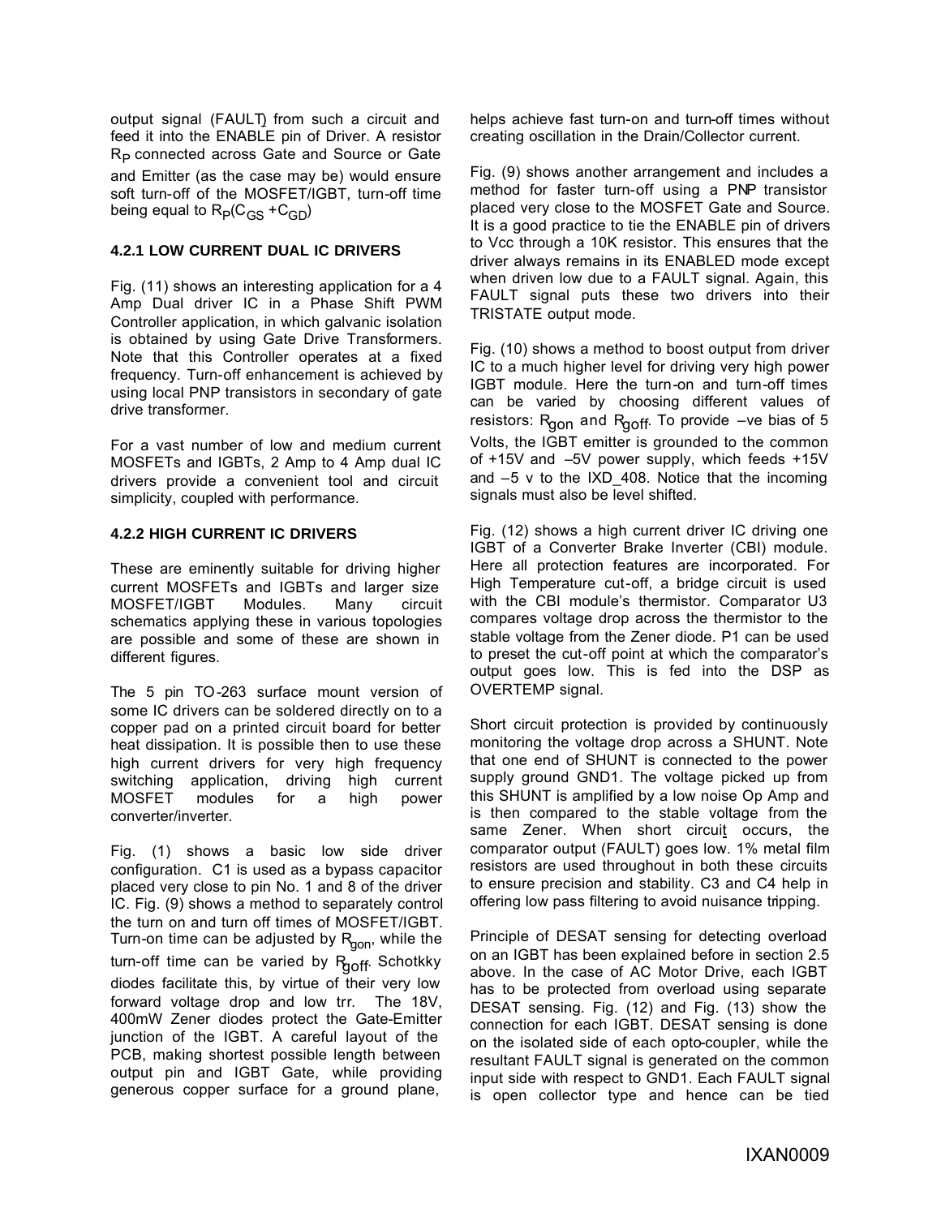output signal (FAULT) from such a circuit and feed it into the ENABLE pin of Driver. A resistor $R_P$ connected across Gate and Source or Gate and Emitter (as the case may be) would ensure soft turn-off of the MOSFET/IGBT, turn-off time being equal to $R_P(C_{GS} + C_{GD})$

#### 4.2.1 LOW CURRENT DUAL IC DRIVERS

Fig. (11) shows an interesting application for a 4 Amp Dual driver IC in a Phase Shift PWM Controller application, in which galvanic isolation is obtained by using Gate Drive Transformers. Note that this Controller operates at a fixed frequency. Turn-off enhancement is achieved by using local PNP transistors in secondary of gate drive transformer.

For a vast number of low and medium current MOSFETs and IGBTs, 2 Amp to 4 Amp dual IC drivers provide a convenient tool and circuit simplicity, coupled with performance.

#### 4.2.2 HIGH CURRENT IC DRIVERS

These are eminently suitable for driving higher current MOSFETs and IGBTs and larger size MOSFET/IGBT Modules. Many circuit schematics applying these in various topologies are possible and some of these are shown in different figures.

The 5 pin TO-263 surface mount version of some IC drivers can be soldered directly on to a copper pad on a printed circuit board for better heat dissipation. It is possible then to use these high current drivers for very high frequency switching application, driving high current MOSFET modules for a high power converter/inverter.

Fig. (1) shows a basic low side driver configuration. C1 is used as a bypass capacitor placed very close to pin No. 1 and 8 of the driver IC. Fig. (9) shows a method to separately control the turn on and turn off times of MOSFET/IGBT. Turn-on time can be adjusted by $R_{gon}$, while the turn-off time can be varied by $R_{goff}$. Schotkky diodes facilitate this, by virtue of their very low forward voltage drop and low trr. The 18V, 400mW Zener diodes protect the Gate-Emitter junction of the IGBT. A careful layout of the PCB, making shortest possible length between output pin and IGBT Gate, while providing generous copper surface for a ground plane, helps achieve fast turn-on and turn-off times without creating oscillation in the Drain/Collector current.

Fig. (9) shows another arrangement and includes a method for faster turn-off using a PNP transistor placed very close to the MOSFET Gate and Source. It is a good practice to tie the ENABLE pin of drivers to Vcc through a 10K resistor. This ensures that the driver always remains in its ENABLED mode except when driven low due to a FAULT signal. Again, this FAULT signal puts these two drivers into their TRISTATE output mode.

Fig. (10) shows a method to boost output from driver IC to a much higher level for driving very high power IGBT module. Here the turn-on and turn-off times can be varied by choosing different values of resistors: $R_{gon}$ and $R_{goff}$. To provide –ve bias of 5 Volts, the IGBT emitter is grounded to the common of +15V and –5V power supply, which feeds +15V and –5 v to the IXD_408. Notice that the incoming signals must also be level shifted.

Fig. (12) shows a high current driver IC driving one IGBT of a Converter Brake Inverter (CBI) module. Here all protection features are incorporated. For High Temperature cut-off, a bridge circuit is used with the CBI module's thermistor. Comparator U3 compares voltage drop across the thermistor to the stable voltage from the Zener diode. P1 can be used to preset the cut-off point at which the comparator's output goes low. This is fed into the DSP as OVERTEMP signal.

Short circuit protection is provided by continuously monitoring the voltage drop across a SHUNT. Note that one end of SHUNT is connected to the power supply ground GND1. The voltage picked up from this SHUNT is amplified by a low noise Op Amp and is then compared to the stable voltage from the same Zener. When short circuit occurs, the comparator output (FAULT) goes low. 1% metal film resistors are used throughout in both these circuits to ensure precision and stability. C3 and C4 help in offering low pass filtering to avoid nuisance tripping.

Principle of DESAT sensing for detecting overload on an IGBT has been explained before in section 2.5 above. In the case of AC Motor Drive, each IGBT has to be protected from overload using separate DESAT sensing. Fig. (12) and Fig. (13) show the connection for each IGBT. DESAT sensing is done on the isolated side of each opto-coupler, while the resultant FAULT signal is generated on the common input side with respect to GND1. Each FAULT signal is open collector type and hence can be tied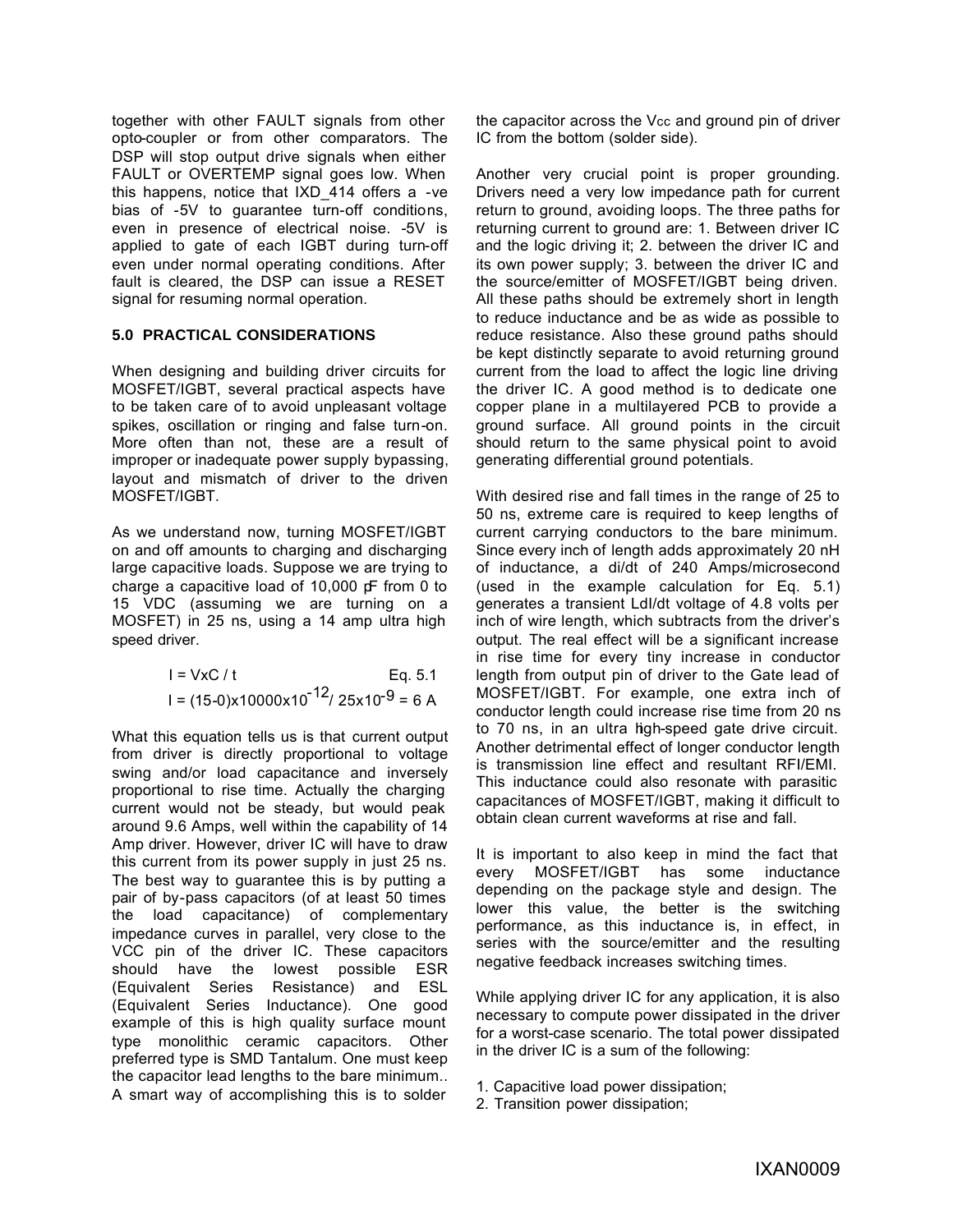together with other FAULT signals from other opto-coupler or from other comparators. The DSP will stop output drive signals when either FAULT or OVERTEMP signal goes low. When this happens, notice that IXD_414 offers a -ve bias of -5V to guarantee turn-off conditions, even in presence of electrical noise. -5V is applied to gate of each IGBT during turn-off even under normal operating conditions. After fault is cleared, the DSP can issue a RESET signal for resuming normal operation.

## 5.0 PRACTICAL CONSIDERATIONS

When designing and building driver circuits for MOSFET/IGBT, several practical aspects have to be taken care of to avoid unpleasant voltage spikes, oscillation or ringing and false turn-on. More often than not, these are a result of improper or inadequate power supply bypassing, layout and mismatch of driver to the driven MOSFET/IGBT.

As we understand now, turning MOSFET/IGBT on and off amounts to charging and discharging large capacitive loads. Suppose we are trying to charge a capacitive load of 10,000 pF from 0 to 15 VDC (assuming we are turning on a MOSFET) in 25 ns, using a 14 amp ultra high speed driver.

$$I = V \times C / t \qquad \text{Eq. 5.1}$$

$$I = (15-0) \times 10000 \times 10^{-12} / 25 \times 10^{-9} = 6 \text{ A}$$

What this equation tells us is that current output from driver is directly proportional to voltage swing and/or load capacitance and inversely proportional to rise time. Actually the charging current would not be steady, but would peak around 9.6 Amps, well within the capability of 14 Amp driver. However, driver IC will have to draw this current from its power supply in just 25 ns. The best way to guarantee this is by putting a pair of by-pass capacitors (of at least 50 times the load capacitance) of complementary impedance curves in parallel, very close to the VCC pin of the driver IC. These capacitors should have the lowest possible ESR (Equivalent Series Resistance) and ESL (Equivalent Series Inductance). One good example of this is high quality surface mount type monolithic ceramic capacitors. Other preferred type is SMD Tantalum. One must keep the capacitor lead lengths to the bare minimum.. A smart way of accomplishing this is to solder the capacitor across the $V_{CC}$ and ground pin of driver IC from the bottom (solder side).

Another very crucial point is proper grounding. Drivers need a very low impedance path for current return to ground, avoiding loops. The three paths for returning current to ground are: 1. Between driver IC and the logic driving it; 2. between the driver IC and its own power supply; 3. between the driver IC and the source/emitter of MOSFET/IGBT being driven. All these paths should be extremely short in length to reduce inductance and be as wide as possible to reduce resistance. Also these ground paths should be kept distinctly separate to avoid returning ground current from the load to affect the logic line driving the driver IC. A good method is to dedicate one copper plane in a multilayered PCB to provide a ground surface. All ground points in the circuit should return to the same physical point to avoid generating differential ground potentials.

With desired rise and fall times in the range of 25 to 50 ns, extreme care is required to keep lengths of current carrying conductors to the bare minimum. Since every inch of length adds approximately 20 nH of inductance, a di/dt of 240 Amps/microsecond (used in the example calculation for Eq. 5.1) generates a transient LdI/dt voltage of 4.8 volts per inch of wire length, which subtracts from the driver's output. The real effect will be a significant increase in rise time for every tiny increase in conductor length from output pin of driver to the Gate lead of MOSFET/IGBT. For example, one extra inch of conductor length could increase rise time from 20 ns to 70 ns, in an ultra high-speed gate drive circuit. Another detrimental effect of longer conductor length is transmission line effect and resultant RFI/EMI. This inductance could also resonate with parasitic capacitances of MOSFET/IGBT, making it difficult to obtain clean current waveforms at rise and fall.

It is important to also keep in mind the fact that every MOSFET/IGBT has some inductance depending on the package style and design. The lower this value, the better is the switching performance, as this inductance is, in effect, in series with the source/emitter and the resulting negative feedback increases switching times.

While applying driver IC for any application, it is also necessary to compute power dissipated in the driver for a worst-case scenario. The total power dissipated in the driver IC is a sum of the following:

1. Capacitive load power dissipation;
2. Transition power dissipation;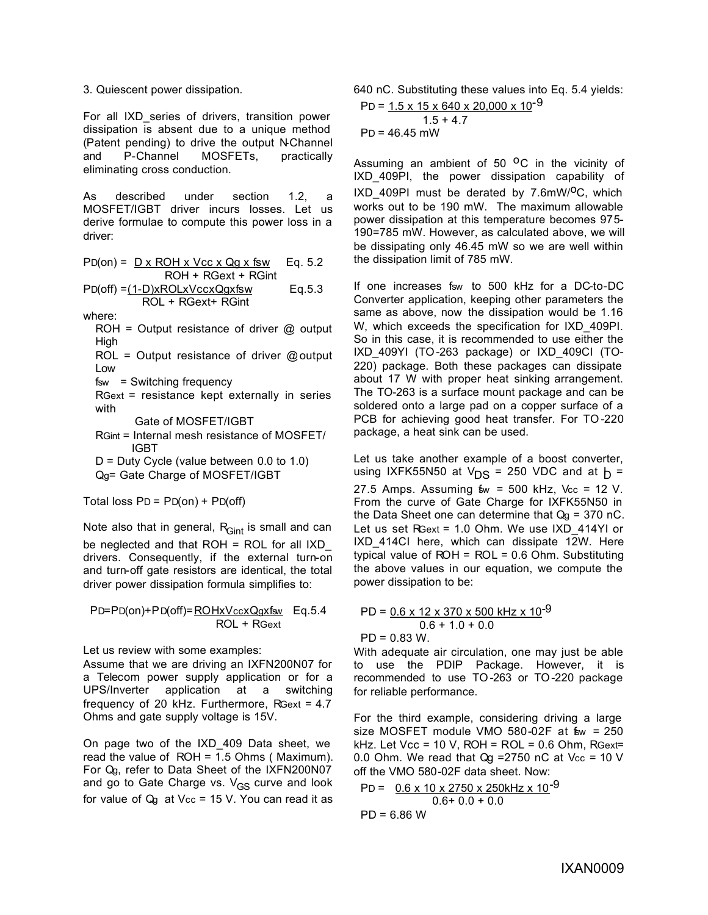3. Quiescent power dissipation.

For all IXD_series of drivers, transition power dissipation is absent due to a unique method (Patent pending) to drive the output N-Channel and P-Channel MOSFETs, practically eliminating cross conduction.

As described under section 1.2, a MOSFET/IGBT driver incurs losses. Let us derive formulae to compute this power loss in a driver:

$$P_D(on) = \frac{D \times R_{OH} \times V_{cc} \times Q_g \times f_{sw}}{R_{OH} + R_{Gext} + R_{Gint}} \quad \text{Eq. 5.2}$$

$$P_D(off) = \frac{(1-D) \times R_{OL} \times V_{cc} \times Q_g \times f_{sw}}{R_{OL} + R_{Gext} + R_{Gint}} \quad \text{Eq. 5.3}$$

where:

- ROH = Output resistance of driver @ output High
- ROL = Output resistance of driver @ output Low
- $f_{sw}$ = Switching frequency
- $R_{Gext}$ = resistance kept externally in series with Gate of MOSFET/IGBT
- $R_{Gint}$ = Internal mesh resistance of MOSFET/ IGBT
- D = Duty Cycle (value between 0.0 to 1.0)
- $Q_g$= Gate Charge of MOSFET/IGBT

Total loss $P_D = P_D(on) + P_D(off)$

Note also that in general, $R_{Gint}$ is small and can be neglected and that ROH = ROL for all IXD_ drivers. Consequently, if the external turn-on and turn-off gate resistors are identical, the total driver power dissipation formula simplifies to:

$$P_D = P_D(on) + P_D(off) = \frac{R_{OH} \times V_{cc} \times Q_g \times f_{sw}}{R_{OL} + R_{Gext}} \quad \text{Eq. 5.4}$$

Let us review with some examples:

Assume that we are driving an IXFN200N07 for a Telecom power supply application or for a UPS/Inverter application at a switching frequency of 20 kHz. Furthermore, $R_{Gext}$ = 4.7 Ohms and gate supply voltage is 15V.

On page two of the IXD_409 Data sheet, we read the value of ROH = 1.5 Ohms ( Maximum). For $Q_g$, refer to Data Sheet of the IXFN200N07 and go to Gate Charge vs. $V_{GS}$ curve and look for value of $Q_g$ at $V_{cc}$ = 15 V. You can read it as 640 nC. Substituting these values into Eq. 5.4 yields:

$$P_D = \frac{1.5 \times 15 \times 640 \times 20{,}000 \times 10^{-9}}{1.5 + 4.7}$$

$P_D$ = 46.45 mW

Assuming an ambient of 50 $^{o}$C in the vicinity of IXD_409PI, the power dissipation capability of IXD_409PI must be derated by 7.6mW/$^{o}$C, which works out to be 190 mW. The maximum allowable power dissipation at this temperature becomes 975-190=785 mW. However, as calculated above, we will be dissipating only 46.45 mW so we are well within the dissipation limit of 785 mW.

If one increases $f_{sw}$ to 500 kHz for a DC-to-DC Converter application, keeping other parameters the same as above, now the dissipation would be 1.16 W, which exceeds the specification for IXD_409PI. So in this case, it is recommended to use either the IXD_409YI (TO-263 package) or IXD_409CI (TO-220) package. Both these packages can dissipate about 17 W with proper heat sinking arrangement. The TO-263 is a surface mount package and can be soldered onto a large pad on a copper surface of a PCB for achieving good heat transfer. For TO-220 package, a heat sink can be used.

Let us take another example of a boost converter, using IXFK55N50 at $V_{DS}$ = 250 VDC and at $I_D$ = 27.5 Amps. Assuming $f_{sw}$ = 500 kHz, $V_{cc}$ = 12 V. From the curve of Gate Charge for IXFK55N50 in the Data Sheet one can determine that $Q_g$ = 370 nC. Let us set $R_{Gext}$ = 1.0 Ohm. We use IXD_414YI or IXD_414CI here, which can dissipate 12W. Here typical value of ROH = ROL = 0.6 Ohm. Substituting the above values in our equation, we compute the power dissipation to be:

$$P_D = \frac{0.6 \times 12 \times 370 \times 500\text{ kHz} \times 10^{-9}}{0.6 + 1.0 + 0.0}$$

$P_D$ = 0.83 W.

With adequate air circulation, one may just be able to use the PDIP Package. However, it is recommended to use TO-263 or TO-220 package for reliable performance.

For the third example, considering driving a large size MOSFET module VMO 580-02F at $f_{sw}$ = 250 kHz. Let $V_{cc}$ = 10 V, ROH = ROL = 0.6 Ohm, $R_{Gext}$= 0.0 Ohm. We read that $Q_g$ =2750 nC at $V_{cc}$ = 10 V off the VMO 580-02F data sheet. Now:

$$P_D = \frac{0.6 \times 10 \times 2750 \times 250\text{kHz} \times 10^{-9}}{0.6 + 0.0 + 0.0}$$

$P_D$ = 6.86 W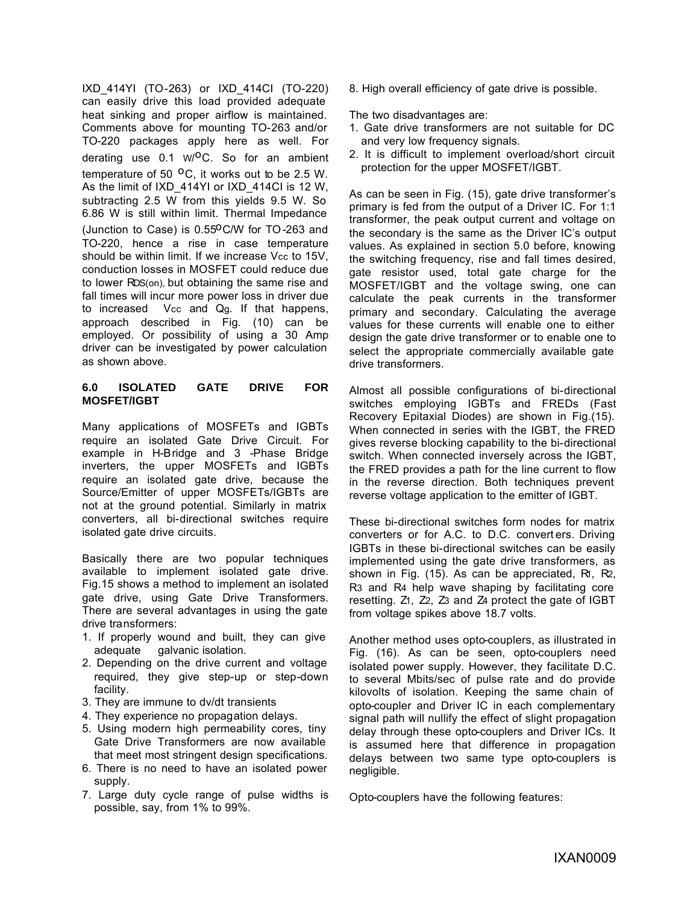IXD_414YI (TO-263) or IXD_414CI (TO-220) can easily drive this load provided adequate heat sinking and proper airflow is maintained. Comments above for mounting TO-263 and/or TO-220 packages apply here as well. For derating use 0.1 W/$^{O}$C. So for an ambient temperature of 50 $^{O}$C, it works out to be 2.5 W. As the limit of IXD_414YI or IXD_414CI is 12 W, subtracting 2.5 W from this yields 9.5 W. So 6.86 W is still within limit. Thermal Impedance (Junction to Case) is 0.55$^{O}$C/W for TO-263 and TO-220, hence a rise in case temperature should be within limit. If we increase $V_{CC}$ to 15V, conduction losses in MOSFET could reduce due to lower $R_{DS(on)}$, but obtaining the same rise and fall times will incur more power loss in driver due to increased $V_{CC}$ and $Q_g$. If that happens, approach described in Fig. (10) can be employed. Or possibility of using a 30 Amp driver can be investigated by power calculation as shown above.

## 6.0 ISOLATED GATE DRIVE FOR MOSFET/IGBT

Many applications of MOSFETs and IGBTs require an isolated Gate Drive Circuit. For example in H-Bridge and 3 -Phase Bridge inverters, the upper MOSFETs and IGBTs require an isolated gate drive, because the Source/Emitter of upper MOSFETs/IGBTs are not at the ground potential. Similarly in matrix converters, all bi-directional switches require isolated gate drive circuits.

Basically there are two popular techniques available to implement isolated gate drive. Fig.15 shows a method to implement an isolated gate drive, using Gate Drive Transformers. There are several advantages in using the gate drive transformers:

1. If properly wound and built, they can give adequate galvanic isolation.
2. Depending on the drive current and voltage required, they give step-up or step-down facility.
3. They are immune to dv/dt transients
4. They experience no propagation delays.
5. Using modern high permeability cores, tiny Gate Drive Transformers are now available that meet most stringent design specifications.
6. There is no need to have an isolated power supply.
7. Large duty cycle range of pulse widths is possible, say, from 1% to 99%.
8. High overall efficiency of gate drive is possible.

The two disadvantages are:

1. Gate drive transformers are not suitable for DC and very low frequency signals.
2. It is difficult to implement overload/short circuit protection for the upper MOSFET/IGBT.

As can be seen in Fig. (15), gate drive transformer's primary is fed from the output of a Driver IC. For 1:1 transformer, the peak output current and voltage on the secondary is the same as the Driver IC's output values. As explained in section 5.0 before, knowing the switching frequency, rise and fall times desired, gate resistor used, total gate charge for the MOSFET/IGBT and the voltage swing, one can calculate the peak currents in the transformer primary and secondary. Calculating the average values for these currents will enable one to either design the gate drive transformer or to enable one to select the appropriate commercially available gate drive transformers.

Almost all possible configurations of bi-directional switches employing IGBTs and FREDs (Fast Recovery Epitaxial Diodes) are shown in Fig.(15). When connected in series with the IGBT, the FRED gives reverse blocking capability to the bi-directional switch. When connected inversely across the IGBT, the FRED provides a path for the line current to flow in the reverse direction. Both techniques prevent reverse voltage application to the emitter of IGBT.

These bi-directional switches form nodes for matrix converters or for A.C. to D.C. converters. Driving IGBTs in these bi-directional switches can be easily implemented using the gate drive transformers, as shown in Fig. (15). As can be appreciated, $R_1$, $R_2$, $R_3$ and $R_4$ help wave shaping by facilitating core resetting. $Z_1$, $Z_2$, $Z_3$ and $Z_4$ protect the gate of IGBT from voltage spikes above 18.7 volts.

Another method uses opto-couplers, as illustrated in Fig. (16). As can be seen, opto-couplers need isolated power supply. However, they facilitate D.C. to several Mbits/sec of pulse rate and do provide kilovolts of isolation. Keeping the same chain of opto-coupler and Driver IC in each complementary signal path will nullify the effect of slight propagation delay through these opto-couplers and Driver ICs. It is assumed here that difference in propagation delays between two same type opto-couplers is negligible.

Opto-couplers have the following features: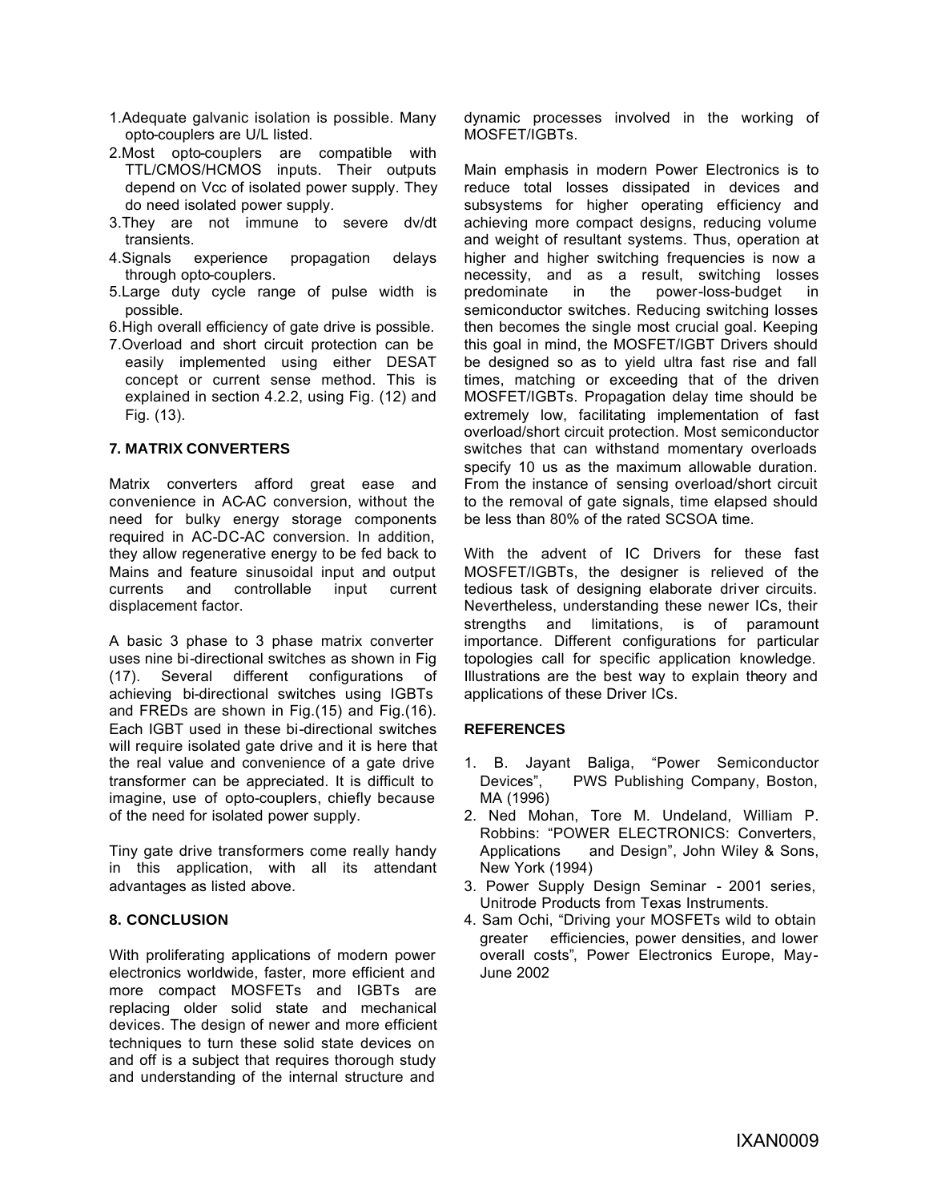1. Adequate galvanic isolation is possible. Many opto-couplers are U/L listed.
2. Most opto-couplers are compatible with TTL/CMOS/HCMOS inputs. Their outputs depend on Vcc of isolated power supply. They do need isolated power supply.
3. They are not immune to severe dv/dt transients.
4. Signals experience propagation delays through opto-couplers.
5. Large duty cycle range of pulse width is possible.
6. High overall efficiency of gate drive is possible.
7. Overload and short circuit protection can be easily implemented using either DESAT concept or current sense method. This is explained in section 4.2.2, using Fig. (12) and Fig. (13).

## 7. MATRIX CONVERTERS

Matrix converters afford great ease and convenience in AC-AC conversion, without the need for bulky energy storage components required in AC-DC-AC conversion. In addition, they allow regenerative energy to be fed back to Mains and feature sinusoidal input and output currents and controllable input current displacement factor.

A basic 3 phase to 3 phase matrix converter uses nine bi-directional switches as shown in Fig (17). Several different configurations of achieving bi-directional switches using IGBTs and FREDs are shown in Fig.(15) and Fig.(16). Each IGBT used in these bi-directional switches will require isolated gate drive and it is here that the real value and convenience of a gate drive transformer can be appreciated. It is difficult to imagine, use of opto-couplers, chiefly because of the need for isolated power supply.

Tiny gate drive transformers come really handy in this application, with all its attendant advantages as listed above.

## 8. CONCLUSION

With proliferating applications of modern power electronics worldwide, faster, more efficient and more compact MOSFETs and IGBTs are replacing older solid state and mechanical devices. The design of newer and more efficient techniques to turn these solid state devices on and off is a subject that requires thorough study and understanding of the internal structure and dynamic processes involved in the working of MOSFET/IGBTs.

Main emphasis in modern Power Electronics is to reduce total losses dissipated in devices and subsystems for higher operating efficiency and achieving more compact designs, reducing volume and weight of resultant systems. Thus, operation at higher and higher switching frequencies is now a necessity, and as a result, switching losses predominate in the power-loss-budget in semiconductor switches. Reducing switching losses then becomes the single most crucial goal. Keeping this goal in mind, the MOSFET/IGBT Drivers should be designed so as to yield ultra fast rise and fall times, matching or exceeding that of the driven MOSFET/IGBTs. Propagation delay time should be extremely low, facilitating implementation of fast overload/short circuit protection. Most semiconductor switches that can withstand momentary overloads specify 10 us as the maximum allowable duration. From the instance of sensing overload/short circuit to the removal of gate signals, time elapsed should be less than 80% of the rated SCSOA time.

With the advent of IC Drivers for these fast MOSFET/IGBTs, the designer is relieved of the tedious task of designing elaborate driver circuits. Nevertheless, understanding these newer ICs, their strengths and limitations, is of paramount importance. Different configurations for particular topologies call for specific application knowledge. Illustrations are the best way to explain theory and applications of these Driver ICs.

## REFERENCES

1. B. Jayant Baliga, "Power Semiconductor Devices", PWS Publishing Company, Boston, MA (1996)
2. Ned Mohan, Tore M. Undeland, William P. Robbins: "POWER ELECTRONICS: Converters, Applications and Design", John Wiley & Sons, New York (1994)
3. Power Supply Design Seminar - 2001 series, Unitrode Products from Texas Instruments.
4. Sam Ochi, "Driving your MOSFETs wild to obtain greater efficiencies, power densities, and lower overall costs", Power Electronics Europe, May-June 2002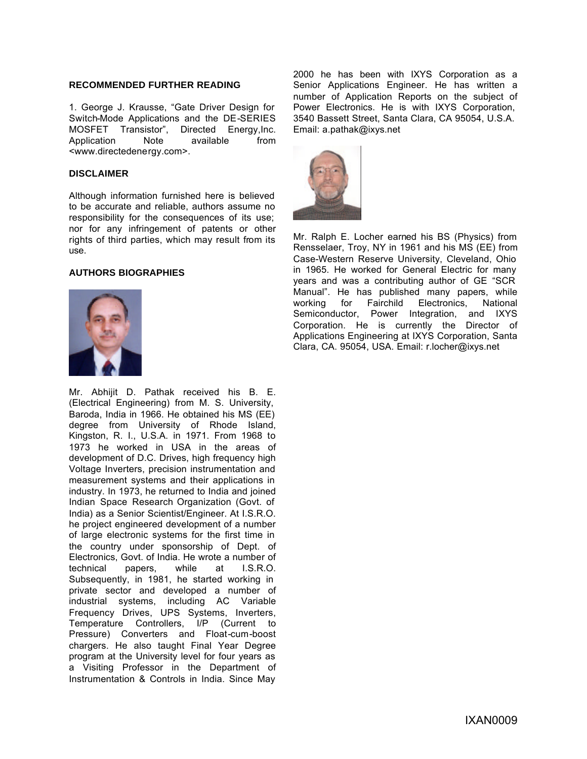## RECOMMENDED FURTHER READING

1. George J. Krausse, "Gate Driver Design for Switch-Mode Applications and the DE-SERIES MOSFET Transistor", Directed Energy,Inc. Application Note available from <www.directedenergy.com>.

## DISCLAIMER

Although information furnished here is believed to be accurate and reliable, authors assume no responsibility for the consequences of its use; nor for any infringement of patents or other rights of third parties, which may result from its use.

## AUTHORS BIOGRAPHIES

Mr. Abhijit D. Pathak received his B. E. (Electrical Engineering) from M. S. University, Baroda, India in 1966. He obtained his MS (EE) degree from University of Rhode Island, Kingston, R. I., U.S.A. in 1971. From 1968 to 1973 he worked in USA in the areas of development of D.C. Drives, high frequency high Voltage Inverters, precision instrumentation and measurement systems and their applications in industry. In 1973, he returned to India and joined Indian Space Research Organization (Govt. of India) as a Senior Scientist/Engineer. At I.S.R.O. he project engineered development of a number of large electronic systems for the first time in the country under sponsorship of Dept. of Electronics, Govt. of India. He wrote a number of technical papers, while at I.S.R.O. Subsequently, in 1981, he started working in private sector and developed a number of industrial systems, including AC Variable Frequency Drives, UPS Systems, Inverters, Temperature Controllers, I/P (Current to Pressure) Converters and Float-cum-boost chargers. He also taught Final Year Degree program at the University level for four years as a Visiting Professor in the Department of Instrumentation & Controls in India. Since May 2000 he has been with IXYS Corporation as a Senior Applications Engineer. He has written a number of Application Reports on the subject of Power Electronics. He is with IXYS Corporation, 3540 Bassett Street, Santa Clara, CA 95054, U.S.A. Email: a.pathak@ixys.net

Mr. Ralph E. Locher earned his BS (Physics) from Rensselaer, Troy, NY in 1961 and his MS (EE) from Case-Western Reserve University, Cleveland, Ohio in 1965. He worked for General Electric for many years and was a contributing author of GE "SCR Manual". He has published many papers, while working for Fairchild Electronics, National Semiconductor, Power Integration, and IXYS Corporation. He is currently the Director of Applications Engineering at IXYS Corporation, Santa Clara, CA. 95054, USA. Email: r.locher@ixys.net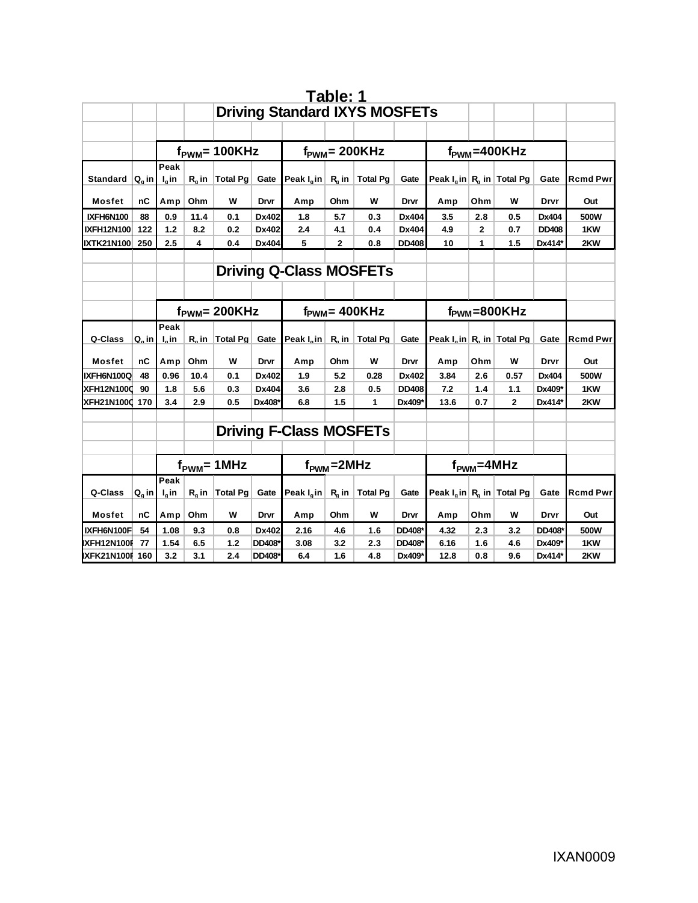## Table: 1

### Driving Standard IXYS MOSFETs

| Standard Mosfet | $Q_g$ in nC | $f_{PWM}$= 100KHz Peak $I_g$ in Amp | $R_g$ in Ohm | Total Pg W | Gate Drvr | $f_{PWM}$= 200KHz Peak $I_g$ in Amp | $R_g$ in Ohm | Total Pg W | Gate Drvr | $f_{PWM}$=400KHz Peak $I_g$ in Amp | $R_g$ in Ohm | Total Pg W | Gate Drvr | Rcmd Pwr Out |
|---|---|---|---|---|---|---|---|---|---|---|---|---|---|---|
| IXFH6N100 | 88 | 0.9 | 11.4 | 0.1 | Dx402 | 1.8 | 5.7 | 0.3 | Dx404 | 3.5 | 2.8 | 0.5 | Dx404 | 500W |
| IXFH12N100 | 122 | 1.2 | 8.2 | 0.2 | Dx402 | 2.4 | 4.1 | 0.4 | Dx404 | 4.9 | 2 | 0.7 | DD408 | 1KW |
| IXTK21N100 | 250 | 2.5 | 4 | 0.4 | Dx404 | 5 | 2 | 0.8 | DD408 | 10 | 1 | 1.5 | Dx414* | 2KW |

### Driving Q-Class MOSFETs

| Q-Class Mosfet | $Q_g$ in nC | $f_{PWM}$= 200KHz Peak $I_g$ in Amp | $R_g$ in Ohm | Total Pg W | Gate Drvr | $f_{PWM}$= 400KHz Peak $I_g$ in Amp | $R_g$ in Ohm | Total Pg W | Gate Drvr | $f_{PWM}$=800KHz Peak $I_g$ in Amp | $R_g$ in Ohm | Total Pg W | Gate Drvr | Rcmd Pwr Out |
|---|---|---|---|---|---|---|---|---|---|---|---|---|---|---|
| IXFH6N100Q | 48 | 0.96 | 10.4 | 0.1 | Dx402 | 1.9 | 5.2 | 0.28 | Dx402 | 3.84 | 2.6 | 0.57 | Dx404 | 500W |
| IXFH12N100Q | 90 | 1.8 | 5.6 | 0.3 | Dx404 | 3.6 | 2.8 | 0.5 | DD408 | 7.2 | 1.4 | 1.1 | Dx409* | 1KW |
| IXFH21N100Q | 170 | 3.4 | 2.9 | 0.5 | Dx408* | 6.8 | 1.5 | 1 | Dx409* | 13.6 | 0.7 | 2 | Dx414* | 2KW |

### Driving F-Class MOSFETs

| Q-Class Mosfet | $Q_g$ in nC | $f_{PWM}$= 1MHz Peak $I_g$ in Amp | $R_g$ in Ohm | Total Pg W | Gate Drvr | $f_{PWM}$=2MHz Peak $I_g$ in Amp | $R_g$ in Ohm | Total Pg W | Gate Drvr | $f_{PWM}$=4MHz Peak $I_g$ in Amp | $R_g$ in Ohm | Total Pg W | Gate Drvr | Rcmd Pwr Out |
|---|---|---|---|---|---|---|---|---|---|---|---|---|---|---|
| IXFH6N100F | 54 | 1.08 | 9.3 | 0.8 | Dx402 | 2.16 | 4.6 | 1.6 | DD408* | 4.32 | 2.3 | 3.2 | DD408* | 500W |
| IXFH12N100F | 77 | 1.54 | 6.5 | 1.2 | DD408* | 3.08 | 3.2 | 2.3 | DD408* | 6.16 | 1.6 | 4.6 | Dx409* | 1KW |
| IXFK21N100F | 160 | 3.2 | 3.1 | 2.4 | DD408* | 6.4 | 1.6 | 4.8 | Dx409* | 12.8 | 0.8 | 9.6 | Dx414* | 2KW |

IXAN0009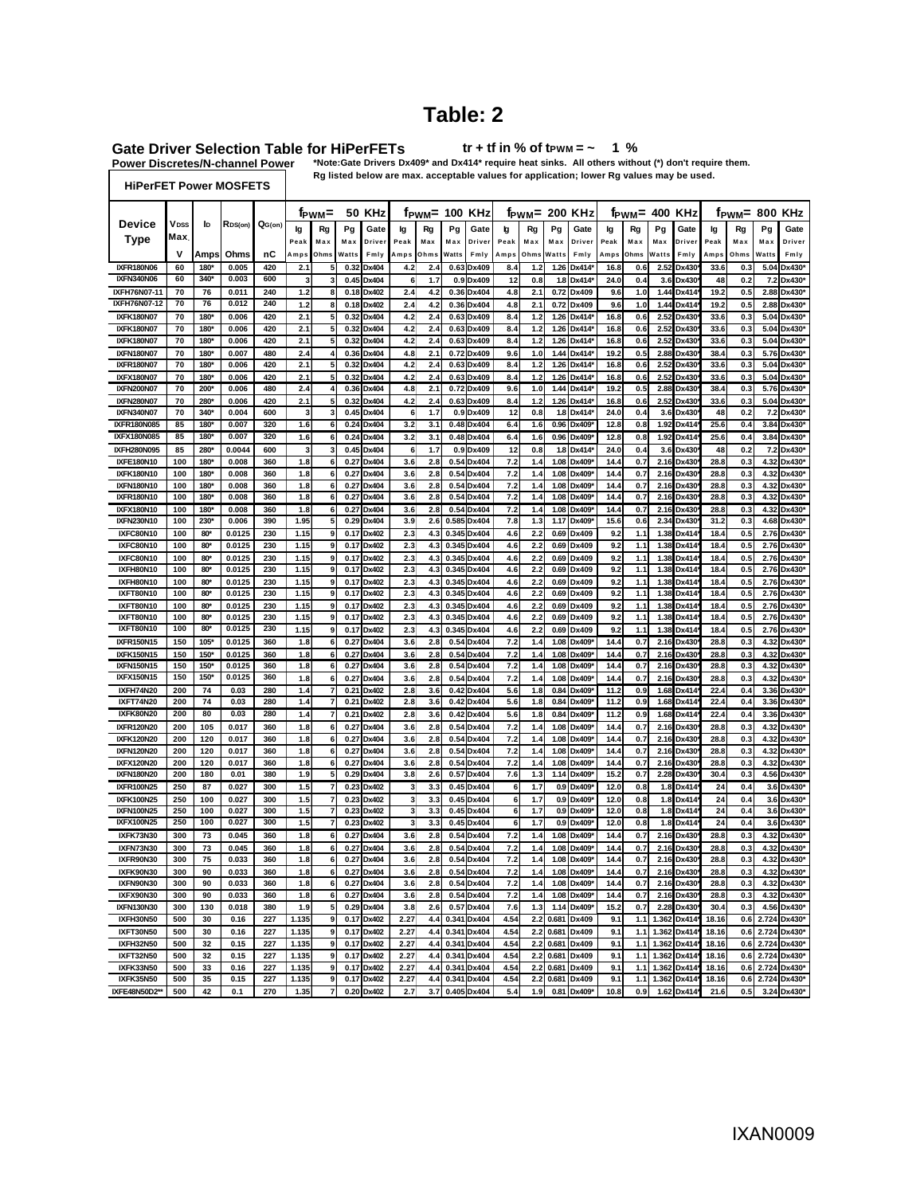# Table: 2

**Gate Driver Selection Table for HiPerFETs** **tr + tf in % of $t_{PWM}$ = ~ 1 %**

**Power Discretes/N-channel Power** *Note:Gate Drivers Dx409* and Dx414* require heat sinks. All others without (*) don't require them. Rg listed below are max. acceptable values for application; lower Rg values may be used.

**HiPerFET Power MOSFETS**

| Device Type | $V_{DSS}$ Max. | $I_D$ | $R_{DS(on)}$ | $Q_{G(on)}$ | $f_{PWM}$= 50 KHz | | | | $f_{PWM}$= 100 KHz | | | | $f_{PWM}$= 200 KHz | | | | $f_{PWM}$= 400 KHz | | | | $f_{PWM}$= 800 KHz | | | |
|---|---|---|---|---|---|---|---|---|---|---|---|---|---|---|---|---|---|---|---|---|---|---|---|---|
| | V | Amps | Ohms | nC | Ig Peak Amps | Rg Max Ohms | Pg Max Watts | Gate Driver Fmly | Ig Peak Amps | Rg Max Ohms | Pg Max Watts | Gate Driver Fmly | Ig Peak Amps | Rg Max Ohms | Pg Max Watts | Gate Driver Fmly | Ig Peak Amps | Rg Max Ohms | Pg Max Watts | Gate Driver Fmly | Ig Peak Amps | Rg Max Ohms | Pg Max Watts | Gate Driver Fmly |
| IXFR180N06 | 60 | 180* | 0.005 | 420 | 2.1 | 5 | 0.32 | Dx404 | 4.2 | 2.4 | 0.63 | Dx409 | 8.4 | 1.2 | 1.26 | Dx414* | 16.8 | 0.6 | 2.52 | Dx430* | 33.6 | 0.3 | 5.04 | Dx430* |
| IXFN340N06 | 60 | 340* | 0.003 | 600 | 3 | 3 | 0.45 | Dx404 | 6 | 1.7 | 0.9 | Dx409 | 12 | 0.8 | 1.8 | Dx414* | 24.0 | 0.4 | 3.6 | Dx430* | 48 | 0.2 | 7.2 | Dx430* |
| IXFH76N07-11 | 70 | 76 | 0.011 | 240 | 1.2 | 8 | 0.18 | Dx402 | 2.4 | 4.2 | 0.36 | Dx404 | 4.8 | 2.1 | 0.72 | Dx409 | 9.6 | 1.0 | 1.44 | Dx414* | 19.2 | 0.5 | 2.88 | Dx430* |
| IXFH76N07-12 | 70 | 76 | 0.012 | 240 | 1.2 | 8 | 0.18 | Dx402 | 2.4 | 4.2 | 0.36 | Dx404 | 4.8 | 2.1 | 0.72 | Dx409 | 9.6 | 1.0 | 1.44 | Dx414* | 19.2 | 0.5 | 2.88 | Dx430* |
| IXFK180N07 | 70 | 180* | 0.006 | 420 | 2.1 | 5 | 0.32 | Dx404 | 4.2 | 2.4 | 0.63 | Dx409 | 8.4 | 1.2 | 1.26 | Dx414* | 16.8 | 0.6 | 2.52 | Dx430* | 33.6 | 0.3 | 5.04 | Dx430* |
| IXFK180N07 | 70 | 180* | 0.006 | 420 | 2.1 | 5 | 0.32 | Dx404 | 4.2 | 2.4 | 0.63 | Dx409 | 8.4 | 1.2 | 1.26 | Dx414* | 16.8 | 0.6 | 2.52 | Dx430* | 33.6 | 0.3 | 5.04 | Dx430* |
| IXFK180N07 | 70 | 180* | 0.006 | 420 | 2.1 | 5 | 0.32 | Dx404 | 4.2 | 2.4 | 0.63 | Dx409 | 8.4 | 1.2 | 1.26 | Dx414* | 16.8 | 0.6 | 2.52 | Dx430* | 33.6 | 0.3 | 5.04 | Dx430* |
| IXFN180N07 | 70 | 180* | 0.007 | 480 | 2.4 | 4 | 0.36 | Dx404 | 4.8 | 2.1 | 0.72 | Dx409 | 9.6 | 1.0 | 1.44 | Dx414* | 19.2 | 0.5 | 2.88 | Dx430* | 38.4 | 0.3 | 5.76 | Dx430* |
| IXFR180N07 | 70 | 180* | 0.006 | 420 | 2.1 | 5 | 0.32 | Dx404 | 4.2 | 2.4 | 0.63 | Dx409 | 8.4 | 1.2 | 1.26 | Dx414* | 16.8 | 0.6 | 2.52 | Dx430* | 33.6 | 0.3 | 5.04 | Dx430* |
| IXFX180N07 | 70 | 180* | 0.006 | 420 | 2.1 | 5 | 0.32 | Dx404 | 4.2 | 2.4 | 0.63 | Dx409 | 8.4 | 1.2 | 1.26 | Dx414* | 16.8 | 0.6 | 2.52 | Dx430* | 33.6 | 0.3 | 5.04 | Dx430* |
| IXFN200N07 | 70 | 200* | 0.006 | 480 | 2.4 | 4 | 0.36 | Dx404 | 4.8 | 2.1 | 0.72 | Dx409 | 9.6 | 1.0 | 1.44 | Dx414* | 19.2 | 0.5 | 2.88 | Dx430* | 38.4 | 0.3 | 5.76 | Dx430* |
| IXFN280N07 | 70 | 280* | 0.006 | 420 | 2.1 | 5 | 0.32 | Dx404 | 4.2 | 2.4 | 0.63 | Dx409 | 8.4 | 1.2 | 1.26 | Dx414* | 16.8 | 0.6 | 2.52 | Dx430* | 33.6 | 0.3 | 5.04 | Dx430* |
| IXFN340N07 | 70 | 340* | 0.004 | 600 | 3 | 3 | 0.45 | Dx404 | 6 | 1.7 | 0.9 | Dx409 | 12 | 0.8 | 1.8 | Dx414* | 24.0 | 0.4 | 3.6 | Dx430* | 48 | 0.2 | 7.2 | Dx430* |
| IXFR180N085 | 85 | 180* | 0.007 | 320 | 1.6 | 6 | 0.24 | Dx404 | 3.2 | 3.1 | 0.48 | Dx404 | 6.4 | 1.6 | 0.96 | Dx409* | 12.8 | 0.8 | 1.92 | Dx414* | 25.6 | 0.4 | 3.84 | Dx430* |
| IXFX180N085 | 85 | 180* | 0.007 | 320 | 1.6 | 6 | 0.24 | Dx404 | 3.2 | 3.1 | 0.48 | Dx404 | 6.4 | 1.6 | 0.96 | Dx409* | 12.8 | 0.8 | 1.92 | Dx414* | 25.6 | 0.4 | 3.84 | Dx430* |
| IXFH280N095 | 85 | 280* | 0.0044 | 600 | 3 | 3 | 0.45 | Dx404 | 6 | 1.7 | 0.9 | Dx409 | 12 | 0.8 | 1.8 | Dx414* | 24.0 | 0.4 | 3.6 | Dx430* | 48 | 0.2 | 7.2 | Dx430* |
| IXFE180N10 | 100 | 180* | 0.008 | 360 | 1.8 | 6 | 0.27 | Dx404 | 3.6 | 2.8 | 0.54 | Dx404 | 7.2 | 1.4 | 1.08 | Dx409* | 14.4 | 0.7 | 2.16 | Dx430* | 28.8 | 0.3 | 4.32 | Dx430* |
| IXFK180N10 | 100 | 180* | 0.008 | 360 | 1.8 | 6 | 0.27 | Dx404 | 3.6 | 2.8 | 0.54 | Dx404 | 7.2 | 1.4 | 1.08 | Dx409* | 14.4 | 0.7 | 2.16 | Dx430* | 28.8 | 0.3 | 4.32 | Dx430* |
| IXFN180N10 | 100 | 180* | 0.008 | 360 | 1.8 | 6 | 0.27 | Dx404 | 3.6 | 2.8 | 0.54 | Dx404 | 7.2 | 1.4 | 1.08 | Dx409* | 14.4 | 0.7 | 2.16 | Dx430* | 28.8 | 0.3 | 4.32 | Dx430* |
| IXFR180N10 | 100 | 180* | 0.008 | 360 | 1.8 | 6 | 0.27 | Dx404 | 3.6 | 2.8 | 0.54 | Dx404 | 7.2 | 1.4 | 1.08 | Dx409* | 14.4 | 0.7 | 2.16 | Dx430* | 28.8 | 0.3 | 4.32 | Dx430* |
| IXFX180N10 | 100 | 180* | 0.008 | 360 | 1.8 | 6 | 0.27 | Dx404 | 3.6 | 2.8 | 0.54 | Dx404 | 7.2 | 1.4 | 1.08 | Dx409* | 14.4 | 0.7 | 2.16 | Dx430* | 28.8 | 0.3 | 4.32 | Dx430* |
| IXFN230N10 | 100 | 230* | 0.006 | 390 | 1.95 | 5 | 0.29 | Dx404 | 3.9 | 2.6 | 0.585 | Dx404 | 7.8 | 1.3 | 1.17 | Dx409* | 15.6 | 0.6 | 2.34 | Dx430* | 31.2 | 0.3 | 4.68 | Dx430* |
| IXFC80N10 | 100 | 80* | 0.0125 | 230 | 1.15 | 9 | 0.17 | Dx402 | 2.3 | 4.3 | 0.345 | Dx404 | 4.6 | 2.2 | 0.69 | Dx409 | 9.2 | 1.1 | 1.38 | Dx414* | 18.4 | 0.5 | 2.76 | Dx430* |
| IXFC80N10 | 100 | 80* | 0.0125 | 230 | 1.15 | 9 | 0.17 | Dx402 | 2.3 | 4.3 | 0.345 | Dx404 | 4.6 | 2.2 | 0.69 | Dx409 | 9.2 | 1.1 | 1.38 | Dx414* | 18.4 | 0.5 | 2.76 | Dx430* |
| IXFC80N10 | 100 | 80* | 0.0125 | 230 | 1.15 | 9 | 0.17 | Dx402 | 2.3 | 4.3 | 0.345 | Dx404 | 4.6 | 2.2 | 0.69 | Dx409 | 9.2 | 1.1 | 1.38 | Dx414* | 18.4 | 0.5 | 2.76 | Dx430* |
| IXFH80N10 | 100 | 80* | 0.0125 | 230 | 1.15 | 9 | 0.17 | Dx402 | 2.3 | 4.3 | 0.345 | Dx404 | 4.6 | 2.2 | 0.69 | Dx409 | 9.2 | 1.1 | 1.38 | Dx414* | 18.4 | 0.5 | 2.76 | Dx430* |
| IXFH80N10 | 100 | 80* | 0.0125 | 230 | 1.15 | 9 | 0.17 | Dx402 | 2.3 | 4.3 | 0.345 | Dx404 | 4.6 | 2.2 | 0.69 | Dx409 | 9.2 | 1.1 | 1.38 | Dx414* | 18.4 | 0.5 | 2.76 | Dx430* |
| IXFT80N10 | 100 | 80* | 0.0125 | 230 | 1.15 | 9 | 0.17 | Dx402 | 2.3 | 4.3 | 0.345 | Dx404 | 4.6 | 2.2 | 0.69 | Dx409 | 9.2 | 1.1 | 1.38 | Dx414* | 18.4 | 0.5 | 2.76 | Dx430* |
| IXFT80N10 | 100 | 80* | 0.0125 | 230 | 1.15 | 9 | 0.17 | Dx402 | 2.3 | 4.3 | 0.345 | Dx404 | 4.6 | 2.2 | 0.69 | Dx409 | 9.2 | 1.1 | 1.38 | Dx414* | 18.4 | 0.5 | 2.76 | Dx430* |
| IXFT80N10 | 100 | 80* | 0.0125 | 230 | 1.15 | 9 | 0.17 | Dx402 | 2.3 | 4.3 | 0.345 | Dx404 | 4.6 | 2.2 | 0.69 | Dx409 | 9.2 | 1.1 | 1.38 | Dx414* | 18.4 | 0.5 | 2.76 | Dx430* |
| IXFT80N10 | 100 | 80* | 0.0125 | 230 | 1.15 | 9 | 0.17 | Dx402 | 2.3 | 4.3 | 0.345 | Dx404 | 4.6 | 2.2 | 0.69 | Dx409 | 9.2 | 1.1 | 1.38 | Dx414* | 18.4 | 0.5 | 2.76 | Dx430* |
| IXFR150N15 | 150 | 105* | 0.0125 | 360 | 1.8 | 6 | 0.27 | Dx404 | 3.6 | 2.8 | 0.54 | Dx404 | 7.2 | 1.4 | 1.08 | Dx409* | 14.4 | 0.7 | 2.16 | Dx430* | 28.8 | 0.3 | 4.32 | Dx430* |
| IXFK150N15 | 150 | 150* | 0.0125 | 360 | 1.8 | 6 | 0.27 | Dx404 | 3.6 | 2.8 | 0.54 | Dx404 | 7.2 | 1.4 | 1.08 | Dx409* | 14.4 | 0.7 | 2.16 | Dx430* | 28.8 | 0.3 | 4.32 | Dx430* |
| IXFN150N15 | 150 | 150* | 0.0125 | 360 | 1.8 | 6 | 0.27 | Dx404 | 3.6 | 2.8 | 0.54 | Dx404 | 7.2 | 1.4 | 1.08 | Dx409* | 14.4 | 0.7 | 2.16 | Dx430* | 28.8 | 0.3 | 4.32 | Dx430* |
| IXFX150N15 | 150 | 150* | 0.0125 | 360 | 1.8 | 6 | 0.27 | Dx404 | 3.6 | 2.8 | 0.54 | Dx404 | 7.2 | 1.4 | 1.08 | Dx409* | 14.4 | 0.7 | 2.16 | Dx430* | 28.8 | 0.3 | 4.32 | Dx430* |
| IXFH74N20 | 200 | 74 | 0.03 | 280 | 1.4 | 7 | 0.21 | Dx402 | 2.8 | 3.6 | 0.42 | Dx404 | 5.6 | 1.8 | 0.84 | Dx409* | 11.2 | 0.9 | 1.68 | Dx414* | 22.4 | 0.4 | 3.36 | Dx430* |
| IXFT74N20 | 200 | 74 | 0.03 | 280 | 1.4 | 7 | 0.21 | Dx402 | 2.8 | 3.6 | 0.42 | Dx404 | 5.6 | 1.8 | 0.84 | Dx409* | 11.2 | 0.9 | 1.68 | Dx414* | 22.4 | 0.4 | 3.36 | Dx430* |
| IXFK80N20 | 200 | 80 | 0.03 | 280 | 1.4 | 7 | 0.21 | Dx402 | 2.8 | 3.6 | 0.42 | Dx404 | 5.6 | 1.8 | 0.84 | Dx409* | 11.2 | 0.9 | 1.68 | Dx414* | 22.4 | 0.4 | 3.36 | Dx430* |
| IXFR120N20 | 200 | 105 | 0.017 | 360 | 1.8 | 6 | 0.27 | Dx404 | 3.6 | 2.8 | 0.54 | Dx404 | 7.2 | 1.4 | 1.08 | Dx409* | 14.4 | 0.7 | 2.16 | Dx430* | 28.8 | 0.3 | 4.32 | Dx430* |
| IXFK120N20 | 200 | 120 | 0.017 | 360 | 1.8 | 6 | 0.27 | Dx404 | 3.6 | 2.8 | 0.54 | Dx404 | 7.2 | 1.4 | 1.08 | Dx409* | 14.4 | 0.7 | 2.16 | Dx430* | 28.8 | 0.3 | 4.32 | Dx430* |
| IXFN120N20 | 200 | 120 | 0.017 | 360 | 1.8 | 6 | 0.27 | Dx404 | 3.6 | 2.8 | 0.54 | Dx404 | 7.2 | 1.4 | 1.08 | Dx409* | 14.4 | 0.7 | 2.16 | Dx430* | 28.8 | 0.3 | 4.32 | Dx430* |
| IXFX120N20 | 200 | 120 | 0.017 | 360 | 1.8 | 6 | 0.27 | Dx404 | 3.6 | 2.8 | 0.54 | Dx404 | 7.2 | 1.4 | 1.08 | Dx409* | 14.4 | 0.7 | 2.16 | Dx430* | 28.8 | 0.3 | 4.32 | Dx430* |
| IXFN180N20 | 200 | 180 | 0.01 | 380 | 1.9 | 5 | 0.29 | Dx404 | 3.8 | 2.6 | 0.57 | Dx404 | 7.6 | 1.3 | 1.14 | Dx409* | 15.2 | 0.7 | 2.28 | Dx430* | 30.4 | 0.3 | 4.56 | Dx430* |
| IXFR100N25 | 250 | 87 | 0.027 | 300 | 1.5 | 7 | 0.23 | Dx402 | 3 | 3.3 | 0.45 | Dx404 | 6 | 1.7 | 0.9 | Dx409* | 12.0 | 0.8 | 1.8 | Dx414* | 24 | 0.4 | 3.6 | Dx430* |
| IXFK100N25 | 250 | 100 | 0.027 | 300 | 1.5 | 7 | 0.23 | Dx402 | 3 | 3.3 | 0.45 | Dx404 | 6 | 1.7 | 0.9 | Dx409* | 12.0 | 0.8 | 1.8 | Dx414* | 24 | 0.4 | 3.6 | Dx430* |
| IXFN100N25 | 250 | 100 | 0.027 | 300 | 1.5 | 7 | 0.23 | Dx402 | 3 | 3.3 | 0.45 | Dx404 | 6 | 1.7 | 0.9 | Dx409* | 12.0 | 0.8 | 1.8 | Dx414* | 24 | 0.4 | 3.6 | Dx430* |
| IXFX100N25 | 250 | 100 | 0.027 | 300 | 1.5 | 7 | 0.23 | Dx402 | 3 | 3.3 | 0.45 | Dx404 | 6 | 1.7 | 0.9 | Dx409* | 12.0 | 0.8 | 1.8 | Dx414* | 24 | 0.4 | 3.6 | Dx430* |
| IXFK73N30 | 300 | 73 | 0.045 | 360 | 1.8 | 6 | 0.27 | Dx404 | 3.6 | 2.8 | 0.54 | Dx404 | 7.2 | 1.4 | 1.08 | Dx409* | 14.4 | 0.7 | 2.16 | Dx430* | 28.8 | 0.3 | 4.32 | Dx430* |
| IXFN73N30 | 300 | 73 | 0.045 | 360 | 1.8 | 6 | 0.27 | Dx404 | 3.6 | 2.8 | 0.54 | Dx404 | 7.2 | 1.4 | 1.08 | Dx409* | 14.4 | 0.7 | 2.16 | Dx430* | 28.8 | 0.3 | 4.32 | Dx430* |
| IXFR90N30 | 300 | 75 | 0.033 | 360 | 1.8 | 6 | 0.27 | Dx404 | 3.6 | 2.8 | 0.54 | Dx404 | 7.2 | 1.4 | 1.08 | Dx409* | 14.4 | 0.7 | 2.16 | Dx430* | 28.8 | 0.3 | 4.32 | Dx430* |
| IXFK90N30 | 300 | 90 | 0.033 | 360 | 1.8 | 6 | 0.27 | Dx404 | 3.6 | 2.8 | 0.54 | Dx404 | 7.2 | 1.4 | 1.08 | Dx409* | 14.4 | 0.7 | 2.16 | Dx430* | 28.8 | 0.3 | 4.32 | Dx430* |
| IXFN90N30 | 300 | 90 | 0.033 | 360 | 1.8 | 6 | 0.27 | Dx404 | 3.6 | 2.8 | 0.54 | Dx404 | 7.2 | 1.4 | 1.08 | Dx409* | 14.4 | 0.7 | 2.16 | Dx430* | 28.8 | 0.3 | 4.32 | Dx430* |
| IXFX90N30 | 300 | 90 | 0.033 | 360 | 1.8 | 6 | 0.27 | Dx404 | 3.6 | 2.8 | 0.54 | Dx404 | 7.2 | 1.4 | 1.08 | Dx409* | 14.4 | 0.7 | 2.16 | Dx430* | 28.8 | 0.3 | 4.32 | Dx430* |
| IXFN130N30 | 300 | 130 | 0.018 | 380 | 1.9 | 5 | 0.29 | Dx404 | 3.8 | 2.6 | 0.57 | Dx404 | 7.6 | 1.3 | 1.14 | Dx409* | 15.2 | 0.7 | 2.28 | Dx430* | 30.4 | 0.3 | 4.56 | Dx430* |
| IXFH30N50 | 500 | 30 | 0.16 | 227 | 1.135 | 9 | 0.17 | Dx402 | 2.27 | 4.4 | 0.341 | Dx404 | 4.54 | 2.2 | 0.681 | Dx409 | 9.1 | 1.1 | 1.362 | Dx414* | 18.16 | 0.6 | 2.724 | Dx430* |
| IXFT30N50 | 500 | 30 | 0.16 | 227 | 1.135 | 9 | 0.17 | Dx402 | 2.27 | 4.4 | 0.341 | Dx404 | 4.54 | 2.2 | 0.681 | Dx409 | 9.1 | 1.1 | 1.362 | Dx414* | 18.16 | 0.6 | 2.724 | Dx430* |
| IXFH32N50 | 500 | 32 | 0.15 | 227 | 1.135 | 9 | 0.17 | Dx402 | 2.27 | 4.4 | 0.341 | Dx404 | 4.54 | 2.2 | 0.681 | Dx409 | 9.1 | 1.1 | 1.362 | Dx414* | 18.16 | 0.6 | 2.724 | Dx430* |
| IXFT32N50 | 500 | 32 | 0.15 | 227 | 1.135 | 9 | 0.17 | Dx402 | 2.27 | 4.4 | 0.341 | Dx404 | 4.54 | 2.2 | 0.681 | Dx409 | 9.1 | 1.1 | 1.362 | Dx414* | 18.16 | 0.6 | 2.724 | Dx430* |
| IXFK33N50 | 500 | 33 | 0.16 | 227 | 1.135 | 9 | 0.17 | Dx402 | 2.27 | 4.4 | 0.341 | Dx404 | 4.54 | 2.2 | 0.681 | Dx409 | 9.1 | 1.1 | 1.362 | Dx414* | 18.16 | 0.6 | 2.724 | Dx430* |
| IXFK35N50 | 500 | 35 | 0.15 | 227 | 1.135 | 9 | 0.17 | Dx402 | 2.27 | 4.4 | 0.341 | Dx404 | 4.54 | 2.2 | 0.681 | Dx409 | 9.1 | 1.1 | 1.362 | Dx414* | 18.16 | 0.6 | 2.724 | Dx430* |
| IXFE48N50D2** | 500 | 42 | 0.1 | 270 | 1.35 | 7 | 0.20 | Dx402 | 2.7 | 3.7 | 0.405 | Dx404 | 5.4 | 1.9 | 0.81 | Dx409* | 10.8 | 0.9 | 1.62 | Dx414* | 21.6 | 0.5 | 3.24 | Dx430* |

IXAN0009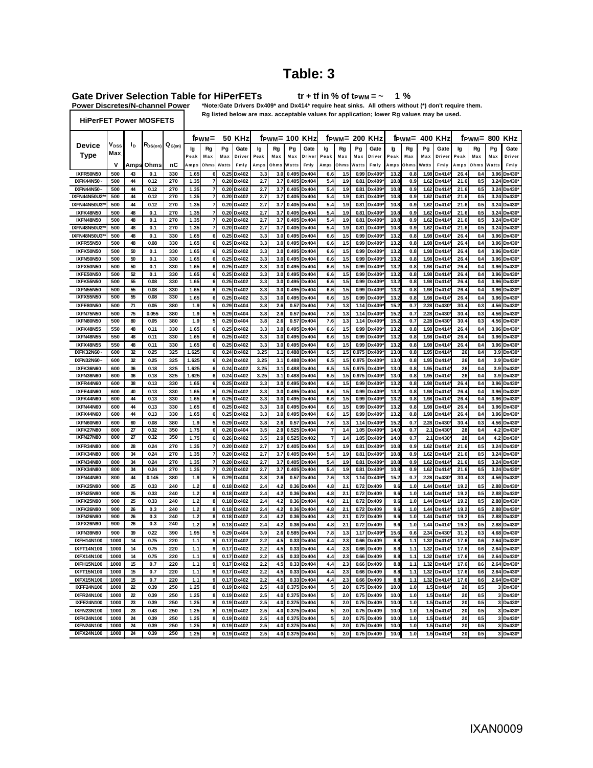# Table: 3

**Gate Driver Selection Table for HiPerFETs** **tr + tf in % of $t_{PWM}$ = ~ 1 %**

**Power Discretes/N-channel Power** *Note:Gate Drivers Dx409* and Dx414* require heat sinks. All others without (*) don't require them.

Rg listed below are max. acceptable values for application; lower Rg values may be used.

| HiPerFET Power MOSFETS | | | | | $f_{PWM}$= 50 KHz | | | | $f_{PWM}$= 100 KHz | | | | $f_{PWM}$= 200 KHz | | | | $f_{PWM}$= 400 KHz | | | | $f_{PWM}$= 800 KHz | | | |
|---|---|---|---|---|---|---|---|---|---|---|---|---|---|---|---|---|---|---|---|---|---|---|---|---|
| Device Type | $V_{DSS}$ Max. | $I_D$ | $R_{DS(on)}$ | $Q_{G(on)}$ | Ig Peak | Rg Max | Pg Max | Gate Driver Fmly | Ig Peak | Rg Max | Pg Max | Gate Driver Fmly | Ig Peak | Rg Max | Pg Max | Gate Driver Fmly | Ig Peak | Rg Max | Pg Max | Gate Driver Fmly | Ig Peak | Rg Max | Pg Max | Gate Driver Fmly |
| | V | Amps | Ohms | nC | Amps | Ohms | Watts | | Amps | Ohms | Watts | | Amps | Ohms | Watts | | Amps | Ohms | Watts | | Amps | Ohms | Watts | |
| IXFR50N50 | 500 | 43 | 0.1 | 330 | 1.65 | 6 | 0.25 | Dx402 | 3.3 | 3.0 | 0.495 | Dx404 | 6.6 | 1.5 | 0.99 | Dx409* | 13.2 | 0.8 | 1.98 | Dx414* | 26.4 | 0.4 | 3.96 | Dx430* |
| IXFK44N50~ | 500 | 44 | 0.12 | 270 | 1.35 | 7 | 0.20 | Dx402 | 2.7 | 3.7 | 0.405 | Dx404 | 5.4 | 1.9 | 0.81 | Dx409* | 10.8 | 0.9 | 1.62 | Dx414* | 21.6 | 0.5 | 3.24 | Dx430* |
| IXFN44N50~ | 500 | 44 | 0.12 | 270 | 1.35 | 7 | 0.20 | Dx402 | 2.7 | 3.7 | 0.405 | Dx404 | 5.4 | 1.9 | 0.81 | Dx409* | 10.8 | 0.9 | 1.62 | Dx414* | 21.6 | 0.5 | 3.24 | Dx430* |
| IXFN44N50U2** | 500 | 44 | 0.12 | 270 | 1.35 | 7 | 0.20 | Dx402 | 2.7 | 3.7 | 0.405 | Dx404 | 5.4 | 1.9 | 0.81 | Dx409* | 10.8 | 0.9 | 1.62 | Dx414* | 21.6 | 0.5 | 3.24 | Dx430* |
| IXFN44N50U3** | 500 | 44 | 0.12 | 270 | 1.35 | 7 | 0.20 | Dx402 | 2.7 | 3.7 | 0.405 | Dx404 | 5.4 | 1.9 | 0.81 | Dx409* | 10.8 | 0.9 | 1.62 | Dx414* | 21.6 | 0.5 | 3.24 | Dx430* |
| IXFK48N50 | 500 | 48 | 0.1 | 270 | 1.35 | 7 | 0.20 | Dx402 | 2.7 | 3.7 | 0.405 | Dx404 | 5.4 | 1.9 | 0.81 | Dx409* | 10.8 | 0.9 | 1.62 | Dx414* | 21.6 | 0.5 | 3.24 | Dx430* |
| IXFN48N50 | 500 | 48 | 0.1 | 270 | 1.35 | 7 | 0.20 | Dx402 | 2.7 | 3.7 | 0.405 | Dx404 | 5.4 | 1.9 | 0.81 | Dx409* | 10.8 | 0.9 | 1.62 | Dx414* | 21.6 | 0.5 | 3.24 | Dx430* |
| IXFN48N50U2** | 500 | 48 | 0.1 | 270 | 1.35 | 7 | 0.20 | Dx402 | 2.7 | 3.7 | 0.405 | Dx404 | 5.4 | 1.9 | 0.81 | Dx409* | 10.8 | 0.9 | 1.62 | Dx414* | 21.6 | 0.5 | 3.24 | Dx430* |
| IXFN48N50U3** | 500 | 48 | 0.1 | 330 | 1.65 | 6 | 0.25 | Dx402 | 3.3 | 3.0 | 0.495 | Dx404 | 6.6 | 1.5 | 0.99 | Dx409* | 13.2 | 0.8 | 1.98 | Dx414* | 26.4 | 0.4 | 3.96 | Dx430* |
| IXFR55N50 | 500 | 48 | 0.08 | 330 | 1.65 | 6 | 0.25 | Dx402 | 3.3 | 3.0 | 0.495 | Dx404 | 6.6 | 1.5 | 0.99 | Dx409* | 13.2 | 0.8 | 1.98 | Dx414* | 26.4 | 0.4 | 3.96 | Dx430* |
| IXFK50N50 | 500 | 50 | 0.1 | 330 | 1.65 | 6 | 0.25 | Dx402 | 3.3 | 3.0 | 0.495 | Dx404 | 6.6 | 1.5 | 0.99 | Dx409* | 13.2 | 0.8 | 1.98 | Dx414* | 26.4 | 0.4 | 3.96 | Dx430* |
| IXFN50N50 | 500 | 50 | 0.1 | 330 | 1.65 | 6 | 0.25 | Dx402 | 3.3 | 3.0 | 0.495 | Dx404 | 6.6 | 1.5 | 0.99 | Dx409* | 13.2 | 0.8 | 1.98 | Dx414* | 26.4 | 0.4 | 3.96 | Dx430* |
| IXFX50N50 | 500 | 50 | 0.1 | 330 | 1.65 | 6 | 0.25 | Dx402 | 3.3 | 3.0 | 0.495 | Dx404 | 6.6 | 1.5 | 0.99 | Dx409* | 13.2 | 0.8 | 1.98 | Dx414* | 26.4 | 0.4 | 3.96 | Dx430* |
| IXFE50N50 | 500 | 52 | 0.1 | 330 | 1.65 | 6 | 0.25 | Dx402 | 3.3 | 3.0 | 0.495 | Dx404 | 6.6 | 1.5 | 0.99 | Dx409* | 13.2 | 0.8 | 1.98 | Dx414* | 26.4 | 0.4 | 3.96 | Dx430* |
| IXFK55N50 | 500 | 55 | 0.08 | 330 | 1.65 | 6 | 0.25 | Dx402 | 3.3 | 3.0 | 0.495 | Dx404 | 6.6 | 1.5 | 0.99 | Dx409* | 13.2 | 0.8 | 1.98 | Dx414* | 26.4 | 0.4 | 3.96 | Dx430* |
| IXFN55N50 | 500 | 55 | 0.08 | 330 | 1.65 | 6 | 0.25 | Dx402 | 3.3 | 3.0 | 0.495 | Dx404 | 6.6 | 1.5 | 0.99 | Dx409* | 13.2 | 0.8 | 1.98 | Dx414* | 26.4 | 0.4 | 3.96 | Dx430* |
| IXFX55N50 | 500 | 55 | 0.08 | 330 | 1.65 | 6 | 0.25 | Dx402 | 3.3 | 3.0 | 0.495 | Dx404 | 6.6 | 1.5 | 0.99 | Dx409* | 13.2 | 0.8 | 1.98 | Dx414* | 26.4 | 0.4 | 3.96 | Dx430* |
| IXFE80N50 | 500 | 71 | 0.05 | 380 | 1.9 | 5 | 0.29 | Dx404 | 3.8 | 2.6 | 0.57 | Dx404 | 7.6 | 1.3 | 1.14 | Dx409* | 15.2 | 0.7 | 2.28 | Dx430* | 30.4 | 0.3 | 4.56 | Dx430* |
| IXFN75N50 | 500 | 75 | 0.055 | 380 | 1.9 | 5 | 0.29 | Dx404 | 3.8 | 2.6 | 0.57 | Dx404 | 7.6 | 1.3 | 1.14 | Dx409* | 15.2 | 0.7 | 2.28 | Dx430* | 30.4 | 0.3 | 4.56 | Dx430* |
| IXFN80N50 | 500 | 80 | 0.05 | 380 | 1.9 | 5 | 0.29 | Dx404 | 3.8 | 2.6 | 0.57 | Dx404 | 7.6 | 1.3 | 1.14 | Dx409* | 15.2 | 0.7 | 2.28 | Dx430* | 30.4 | 0.3 | 4.56 | Dx430* |
| IXFK48N55 | 550 | 48 | 0.11 | 330 | 1.65 | 6 | 0.25 | Dx402 | 3.3 | 3.0 | 0.495 | Dx404 | 6.6 | 1.5 | 0.99 | Dx409* | 13.2 | 0.8 | 1.98 | Dx414* | 26.4 | 0.4 | 3.96 | Dx430* |
| IXFN48N55 | 550 | 48 | 0.11 | 330 | 1.65 | 6 | 0.25 | Dx402 | 3.3 | 3.0 | 0.495 | Dx404 | 6.6 | 1.5 | 0.99 | Dx409* | 13.2 | 0.8 | 1.98 | Dx414* | 26.4 | 0.4 | 3.96 | Dx430* |
| IXFX48N55 | 550 | 48 | 0.11 | 330 | 1.65 | 6 | 0.25 | Dx402 | 3.3 | 3.0 | 0.495 | Dx404 | 6.6 | 1.5 | 0.99 | Dx409* | 13.2 | 0.8 | 1.98 | Dx414* | 26.4 | 0.4 | 3.96 | Dx430* |
| IXFK32N60~ | 600 | 32 | 0.25 | 325 | 1.625 | 6 | 0.24 | Dx402 | 3.25 | 3.1 | 0.488 | Dx404 | 6.5 | 1.5 | 0.975 | Dx409* | 13.0 | 0.8 | 1.95 | Dx414* | 26 | 0.4 | 3.9 | Dx430* |
| IXFN32N60~ | 600 | 32 | 0.25 | 325 | 1.625 | 6 | 0.24 | Dx402 | 3.25 | 3.1 | 0.488 | Dx404 | 6.5 | 1.5 | 0.975 | Dx409* | 13.0 | 0.8 | 1.95 | Dx414* | 26 | 0.4 | 3.9 | Dx430* |
| IXFK36N60 | 600 | 36 | 0.18 | 325 | 1.625 | 6 | 0.24 | Dx402 | 3.25 | 3.1 | 0.488 | Dx404 | 6.5 | 1.5 | 0.975 | Dx409* | 13.0 | 0.8 | 1.95 | Dx414* | 26 | 0.4 | 3.9 | Dx430* |
| IXFN36N60 | 600 | 36 | 0.18 | 325 | 1.625 | 6 | 0.24 | Dx402 | 3.25 | 3.1 | 0.488 | Dx404 | 6.5 | 1.5 | 0.975 | Dx409* | 13.0 | 0.8 | 1.95 | Dx414* | 26 | 0.4 | 3.9 | Dx430* |
| IXFR44N60 | 600 | 38 | 0.13 | 330 | 1.65 | 6 | 0.25 | Dx402 | 3.3 | 3.0 | 0.495 | Dx404 | 6.6 | 1.5 | 0.99 | Dx409* | 13.2 | 0.8 | 1.98 | Dx414* | 26.4 | 0.4 | 3.96 | Dx430* |
| IXFE44N60 | 600 | 40 | 0.13 | 330 | 1.65 | 6 | 0.25 | Dx402 | 3.3 | 3.0 | 0.495 | Dx404 | 6.6 | 1.5 | 0.99 | Dx409* | 13.2 | 0.8 | 1.98 | Dx414* | 26.4 | 0.4 | 3.96 | Dx430* |
| IXFK44N60 | 600 | 44 | 0.13 | 330 | 1.65 | 6 | 0.25 | Dx402 | 3.3 | 3.0 | 0.495 | Dx404 | 6.6 | 1.5 | 0.99 | Dx409* | 13.2 | 0.8 | 1.98 | Dx414* | 26.4 | 0.4 | 3.96 | Dx430* |
| IXFN44N60 | 600 | 44 | 0.13 | 330 | 1.65 | 6 | 0.25 | Dx402 | 3.3 | 3.0 | 0.495 | Dx404 | 6.6 | 1.5 | 0.99 | Dx409* | 13.2 | 0.8 | 1.98 | Dx414* | 26.4 | 0.4 | 3.96 | Dx430* |
| IXFX44N60 | 600 | 44 | 0.13 | 330 | 1.65 | 6 | 0.25 | Dx402 | 3.3 | 3.0 | 0.495 | Dx404 | 6.6 | 1.5 | 0.99 | Dx409* | 13.2 | 0.8 | 1.98 | Dx414* | 26.4 | 0.4 | 3.96 | Dx430* |
| IXFN60N60 | 600 | 60 | 0.08 | 380 | 1.9 | 5 | 0.29 | Dx402 | 3.8 | 2.6 | 0.57 | Dx404 | 7.6 | 1.3 | 1.14 | Dx409* | 15.2 | 0.7 | 2.28 | Dx430* | 30.4 | 0.3 | 4.56 | Dx430* |
| IXFK27N80 | 800 | 27 | 0.32 | 350 | 1.75 | 6 | 0.26 | Dx404 | 3.5 | 2.9 | 0.525 | Dx404 | 7 | 1.4 | 1.05 | Dx409* | 14.0 | 0.7 | 2.1 | Dx430* | 28 | 0.4 | 4.2 | Dx430* |
| IXFN27N80 | 800 | 27 | 0.32 | 350 | 1.75 | 6 | 0.26 | Dx402 | 3.5 | 2.9 | 0.525 | Dx402 | 7 | 1.4 | 1.05 | Dx409* | 14.0 | 0.7 | 2.1 | Dx430* | 28 | 0.4 | 4.2 | Dx430* |
| IXFR34N80 | 800 | 28 | 0.24 | 270 | 1.35 | 7 | 0.20 | Dx402 | 2.7 | 3.7 | 0.405 | Dx404 | 5.4 | 1.9 | 0.81 | Dx409* | 10.8 | 0.9 | 1.62 | Dx414* | 21.6 | 0.5 | 3.24 | Dx430* |
| IXFK34N80 | 800 | 34 | 0.24 | 270 | 1.35 | 7 | 0.20 | Dx402 | 2.7 | 3.7 | 0.405 | Dx404 | 5.4 | 1.9 | 0.81 | Dx409* | 10.8 | 0.9 | 1.62 | Dx414* | 21.6 | 0.5 | 3.24 | Dx430* |
| IXFN34N80 | 800 | 34 | 0.24 | 270 | 1.35 | 7 | 0.20 | Dx402 | 2.7 | 3.7 | 0.405 | Dx404 | 5.4 | 1.9 | 0.81 | Dx409* | 10.8 | 0.9 | 1.62 | Dx414* | 21.6 | 0.5 | 3.24 | Dx430* |
| IXFX34N80 | 800 | 34 | 0.24 | 270 | 1.35 | 7 | 0.20 | Dx402 | 2.7 | 3.7 | 0.405 | Dx404 | 5.4 | 1.9 | 0.81 | Dx409* | 10.8 | 0.9 | 1.62 | Dx414* | 21.6 | 0.5 | 3.24 | Dx430* |
| IXFN44N80 | 800 | 44 | 0.145 | 380 | 1.9 | 5 | 0.29 | Dx404 | 3.8 | 2.6 | 0.57 | Dx404 | 7.6 | 1.3 | 1.14 | Dx409* | 15.2 | 0.7 | 2.28 | Dx430* | 30.4 | 0.3 | 4.56 | Dx430* |
| IXFK25N90 | 900 | 25 | 0.33 | 240 | 1.2 | 8 | 0.18 | Dx402 | 2.4 | 4.2 | 0.36 | Dx404 | 4.8 | 2.1 | 0.72 | Dx409 | 9.6 | 1.0 | 1.44 | Dx414* | 19.2 | 0.5 | 2.88 | Dx430* |
| IXFN25N90 | 900 | 25 | 0.33 | 240 | 1.2 | 8 | 0.18 | Dx402 | 2.4 | 4.2 | 0.36 | Dx404 | 4.8 | 2.1 | 0.72 | Dx409 | 9.6 | 1.0 | 1.44 | Dx414* | 19.2 | 0.5 | 2.88 | Dx430* |
| IXFX25N90 | 900 | 25 | 0.33 | 240 | 1.2 | 8 | 0.18 | Dx402 | 2.4 | 4.2 | 0.36 | Dx404 | 4.8 | 2.1 | 0.72 | Dx409 | 9.6 | 1.0 | 1.44 | Dx414* | 19.2 | 0.5 | 2.88 | Dx430* |
| IXFK26N90 | 900 | 26 | 0.3 | 240 | 1.2 | 8 | 0.18 | Dx402 | 2.4 | 4.2 | 0.36 | Dx404 | 4.8 | 2.1 | 0.72 | Dx409 | 9.6 | 1.0 | 1.44 | Dx414* | 19.2 | 0.5 | 2.88 | Dx430* |
| IXFN26N90 | 900 | 26 | 0.3 | 240 | 1.2 | 8 | 0.18 | Dx402 | 2.4 | 4.2 | 0.36 | Dx404 | 4.8 | 2.1 | 0.72 | Dx409 | 9.6 | 1.0 | 1.44 | Dx414* | 19.2 | 0.5 | 2.88 | Dx430* |
| IXFX26N90 | 900 | 26 | 0.3 | 240 | 1.2 | 8 | 0.18 | Dx402 | 2.4 | 4.2 | 0.36 | Dx404 | 4.8 | 2.1 | 0.72 | Dx409 | 9.6 | 1.0 | 1.44 | Dx414* | 19.2 | 0.5 | 2.88 | Dx430* |
| IXFN39N90 | 900 | 39 | 0.22 | 390 | 1.95 | 5 | 0.29 | Dx404 | 3.9 | 2.6 | 0.585 | Dx404 | 7.8 | 1.3 | 1.17 | Dx409* | 15.6 | 0.6 | 2.34 | Dx430* | 31.2 | 0.3 | 4.68 | Dx430* |
| IXFH14N100 | 1000 | 14 | 0.75 | 220 | 1.1 | 9 | 0.17 | Dx402 | 2.2 | 4.5 | 0.33 | Dx404 | 4.4 | 2.3 | 0.66 | Dx409 | 8.8 | 1.1 | 1.32 | Dx414* | 17.6 | 0.6 | 2.64 | Dx430* |
| IXFT14N100 | 1000 | 14 | 0.75 | 220 | 1.1 | 9 | 0.17 | Dx402 | 2.2 | 4.5 | 0.33 | Dx404 | 4.4 | 2.3 | 0.66 | Dx409 | 8.8 | 1.1 | 1.32 | Dx414* | 17.6 | 0.6 | 2.64 | Dx430* |
| IXFX14N100 | 1000 | 14 | 0.75 | 220 | 1.1 | 9 | 0.17 | Dx402 | 2.2 | 4.5 | 0.33 | Dx404 | 4.4 | 2.3 | 0.66 | Dx409 | 8.8 | 1.1 | 1.32 | Dx414* | 17.6 | 0.6 | 2.64 | Dx430* |
| IXFH15N100 | 1000 | 15 | 0.7 | 220 | 1.1 | 9 | 0.17 | Dx402 | 2.2 | 4.5 | 0.33 | Dx404 | 4.4 | 2.3 | 0.66 | Dx409 | 8.8 | 1.1 | 1.32 | Dx414* | 17.6 | 0.6 | 2.64 | Dx430* |
| IXFT15N100 | 1000 | 15 | 0.7 | 220 | 1.1 | 9 | 0.17 | Dx402 | 2.2 | 4.5 | 0.33 | Dx404 | 4.4 | 2.3 | 0.66 | Dx409 | 8.8 | 1.1 | 1.32 | Dx414* | 17.6 | 0.6 | 2.64 | Dx430* |
| IXFX15N100 | 1000 | 15 | 0.7 | 220 | 1.1 | 9 | 0.17 | Dx402 | 2.2 | 4.5 | 0.33 | Dx404 | 4.4 | 2.3 | 0.66 | Dx409 | 8.8 | 1.1 | 1.32 | Dx414* | 17.6 | 0.6 | 2.64 | Dx430* |
| IXFF24N100 | 1000 | 22 | 0.39 | 250 | 1.25 | 8 | 0.19 | Dx402 | 2.5 | 4.0 | 0.375 | Dx404 | 5 | 2.0 | 0.75 | Dx409 | 10.0 | 1.0 | 1.5 | Dx414* | 20 | 0.5 | 3 | Dx430* |
| IXFR24N100 | 1000 | 22 | 0.39 | 250 | 1.25 | 8 | 0.19 | Dx402 | 2.5 | 4.0 | 0.375 | Dx404 | 5 | 2.0 | 0.75 | Dx409 | 10.0 | 1.0 | 1.5 | Dx414* | 20 | 0.5 | 3 | Dx430* |
| IXFE24N100 | 1000 | 23 | 0.39 | 250 | 1.25 | 8 | 0.19 | Dx402 | 2.5 | 4.0 | 0.375 | Dx404 | 5 | 2.0 | 0.75 | Dx409 | 10.0 | 1.0 | 1.5 | Dx414* | 20 | 0.5 | 3 | Dx430* |
| IXFN23N100 | 1000 | 23 | 0.43 | 250 | 1.25 | 8 | 0.19 | Dx402 | 2.5 | 4.0 | 0.375 | Dx404 | 5 | 2.0 | 0.75 | Dx409 | 10.0 | 1.0 | 1.5 | Dx414* | 20 | 0.5 | 3 | Dx430* |
| IXFK24N100 | 1000 | 24 | 0.39 | 250 | 1.25 | 8 | 0.19 | Dx402 | 2.5 | 4.0 | 0.375 | Dx404 | 5 | 2.0 | 0.75 | Dx409 | 10.0 | 1.0 | 1.5 | Dx414* | 20 | 0.5 | 3 | Dx430* |
| IXFN24N100 | 1000 | 24 | 0.39 | 250 | 1.25 | 8 | 0.19 | Dx402 | 2.5 | 4.0 | 0.375 | Dx404 | 5 | 2.0 | 0.75 | Dx409 | 10.0 | 1.0 | 1.5 | Dx414* | 20 | 0.5 | 3 | Dx430* |
| IXFX24N100 | 1000 | 24 | 0.39 | 250 | 1.25 | 8 | 0.19 | Dx402 | 2.5 | 4.0 | 0.375 | Dx404 | 5 | 2.0 | 0.75 | Dx409 | 10.0 | 1.0 | 1.5 | Dx414* | 20 | 0.5 | 3 | Dx430* |

IXAN0009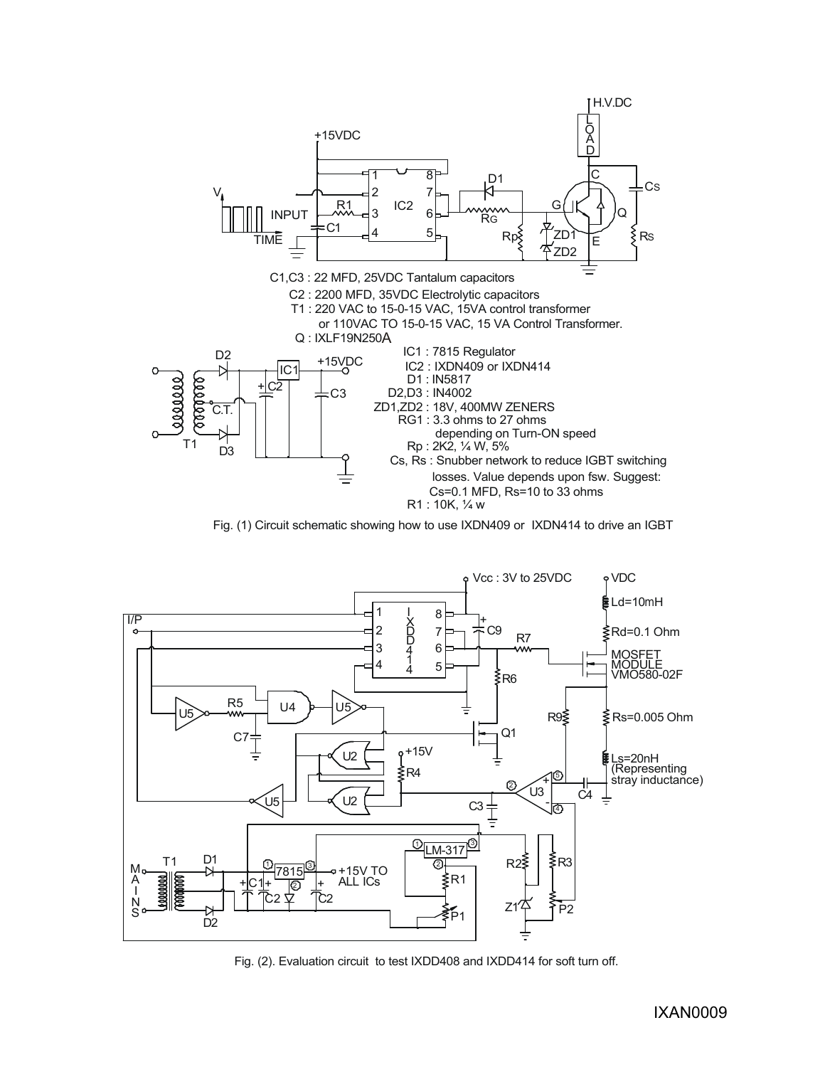C1,C3 : 22 MFD, 25VDC Tantalum capacitors

C2 : 2200 MFD, 35VDC Electrolytic capacitors

T1 : 220 VAC to 15-0-15 VAC, 15VA control transformer or 110VAC TO 15-0-15 VAC, 15 VA Control Transformer.

Q : IXLF19N250A

IC1 : 7815 Regulator

IC2 : IXDN409 or IXDN414

D1 : IN5817

D2,D3 : IN4002

ZD1,ZD2 : 18V, 400MW ZENERS

RG1 : 3.3 ohms to 27 ohms depending on Turn-ON speed

Rp : 2K2, ¼ W, 5%

Cs, Rs : Snubber network to reduce IGBT switching losses. Value depends upon fsw. Suggest: Cs=0.1 MFD, Rs=10 to 33 ohms

R1 : 10K, ¼ w

Fig. (1) Circuit schematic showing how to use IXDN409 or IXDN414 to drive an IGBT

Fig. (2). Evaluation circuit to test IXDD408 and IXDD414 for soft turn off.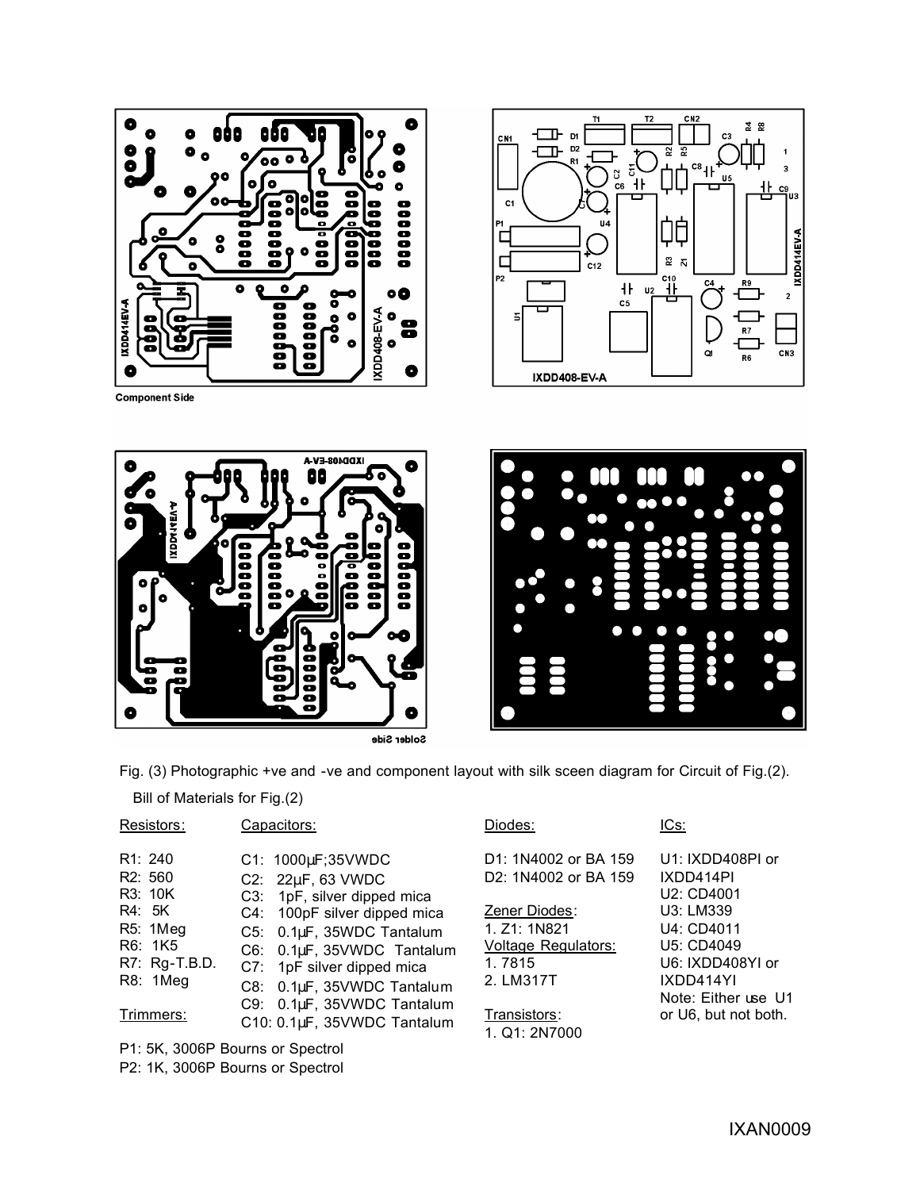Component Side

Solder Side

Fig. (3) Photographic +ve and -ve and component layout with silk sceen diagram for Circuit of Fig.(2).

Bill of Materials for Fig.(2)

**Resistors:**

R1: 240
R2: 560
R3: 10K
R4: 5K
R5: 1Meg
R6: 1K5
R7: Rg-T.B.D.
R8: 1Meg

**Trimmers:**

P1: 5K, 3006P Bourns or Spectrol
P2: 1K, 3006P Bourns or Spectrol

**Capacitors:**

C1: 1000µF;35VWDC
C2: 22µF, 63 VWDC
C3: 1pF, silver dipped mica
C4: 100pF silver dipped mica
C5: 0.1µF, 35WDC Tantalum
C6: 0.1µF, 35VWDC Tantalum
C7: 1pF silver dipped mica
C8: 0.1µF, 35VWDC Tantalum
C9: 0.1µF, 35VWDC Tantalum
C10: 0.1µF, 35VWDC Tantalum

**Diodes:**

D1: 1N4002 or BA 159
D2: 1N4002 or BA 159

**Zener Diodes:**

1. Z1: 1N821

**Voltage Regulators:**

1. 7815
2. LM317T

**Transistors:**

1. Q1: 2N7000

**ICs:**

U1: IXDD408PI or IXDD414PI
U2: CD4001
U3: LM339
U4: CD4011
U5: CD4049
U6: IXDD408YI or IXDD414YI
Note: Either use U1 or U6, but not both.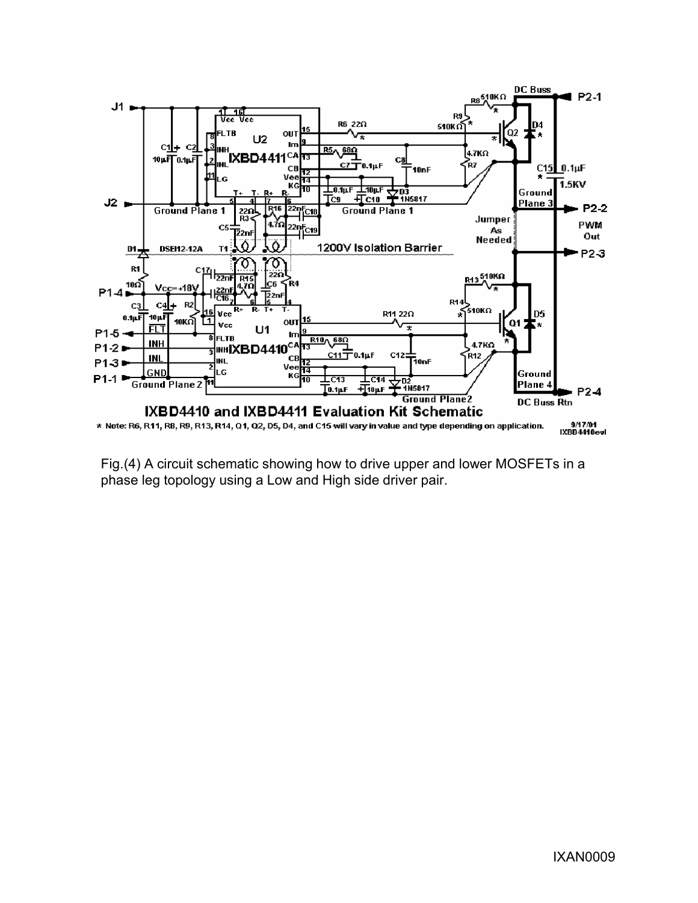Fig.(4) A circuit schematic showing how to drive upper and lower MOSFETs in a phase leg topology using a Low and High side driver pair.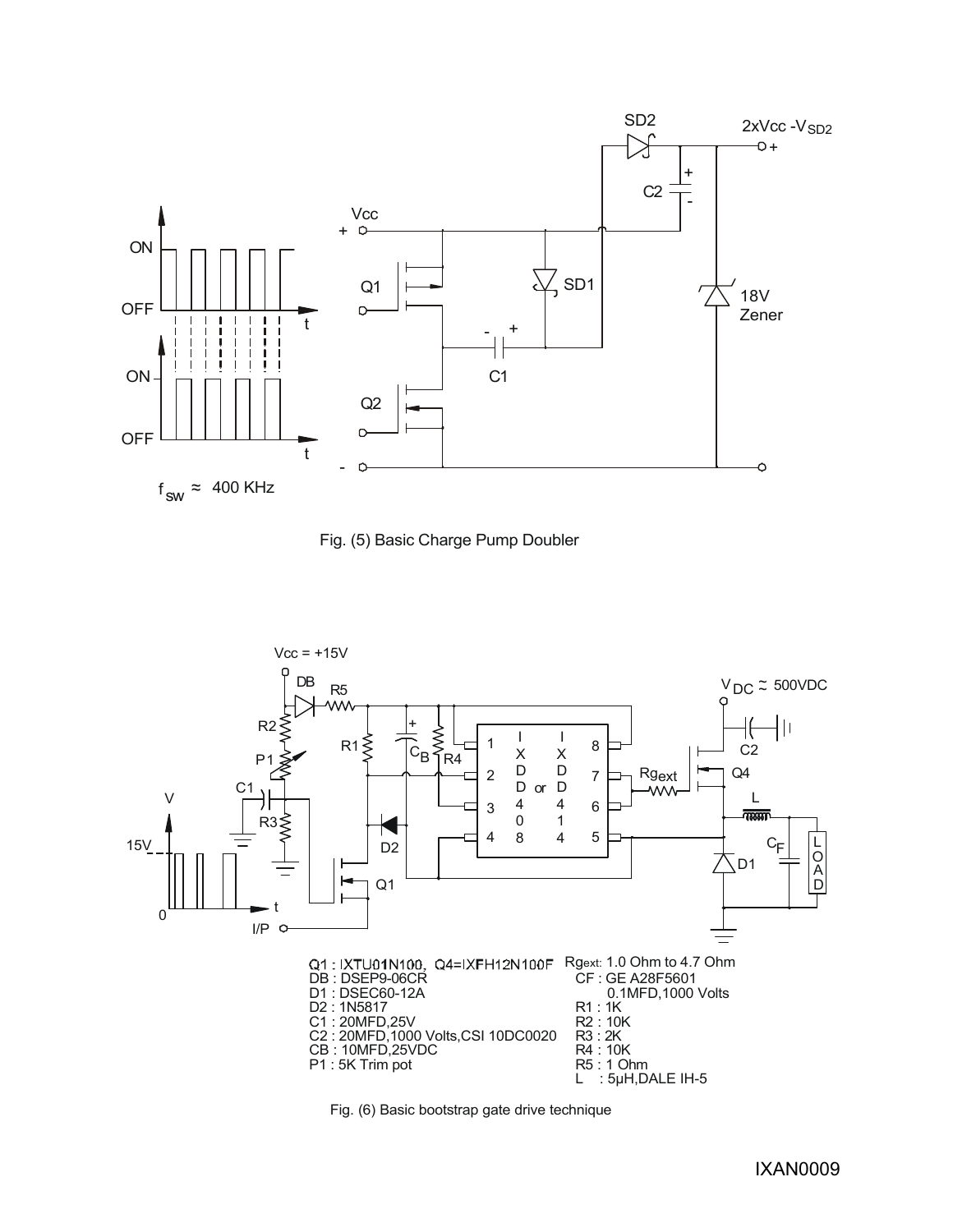Fig. (5) Basic Charge Pump Doubler

Q1 : IXTU01N100, Q4=IXFH12N100F
DB : DSEP9-06CR
D1 : DSEC60-12A
D2 : 1N5817
C1 : 20MFD,25V
C2 : 20MFD,1000 Volts,CSI 10DC0020
CB : 10MFD,25VDC
P1 : 5K Trim pot

Rgext: 1.0 Ohm to 4.7 Ohm
CF : GE A28F5601
0.1MFD,1000 Volts
R1 : 1K
R2 : 10K
R3 : 2K
R4 : 10K
R5 : 1 Ohm
L : 5μH,DALE IH-5

Fig. (6) Basic bootstrap gate drive technique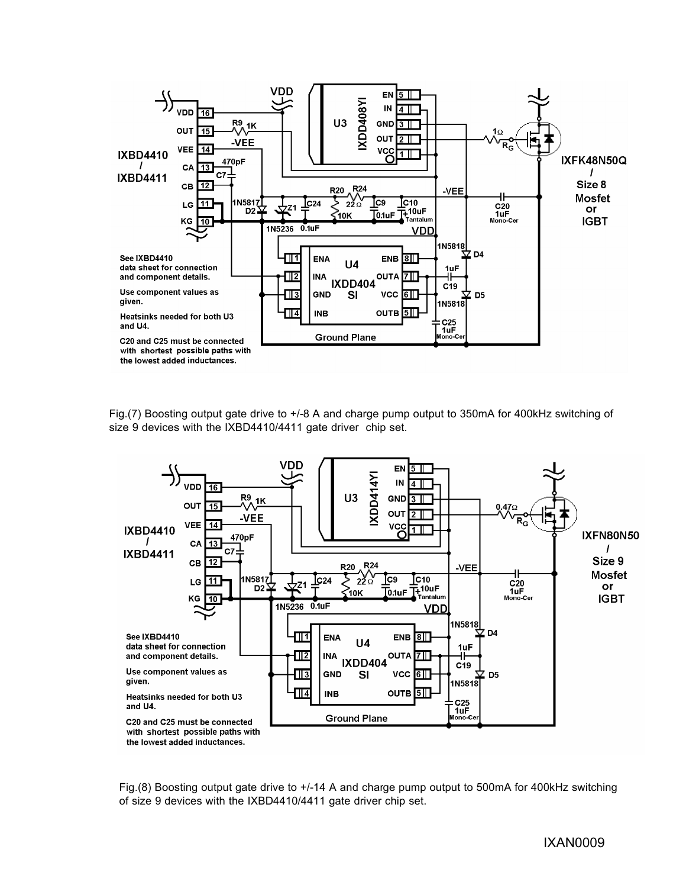Fig.(7) Boosting output gate drive to +/-8 A and charge pump output to 350mA for 400kHz switching of size 9 devices with the IXBD4410/4411 gate driver chip set.

Fig.(8) Boosting output gate drive to +/-14 A and charge pump output to 500mA for 400kHz switching of size 9 devices with the IXBD4410/4411 gate driver chip set.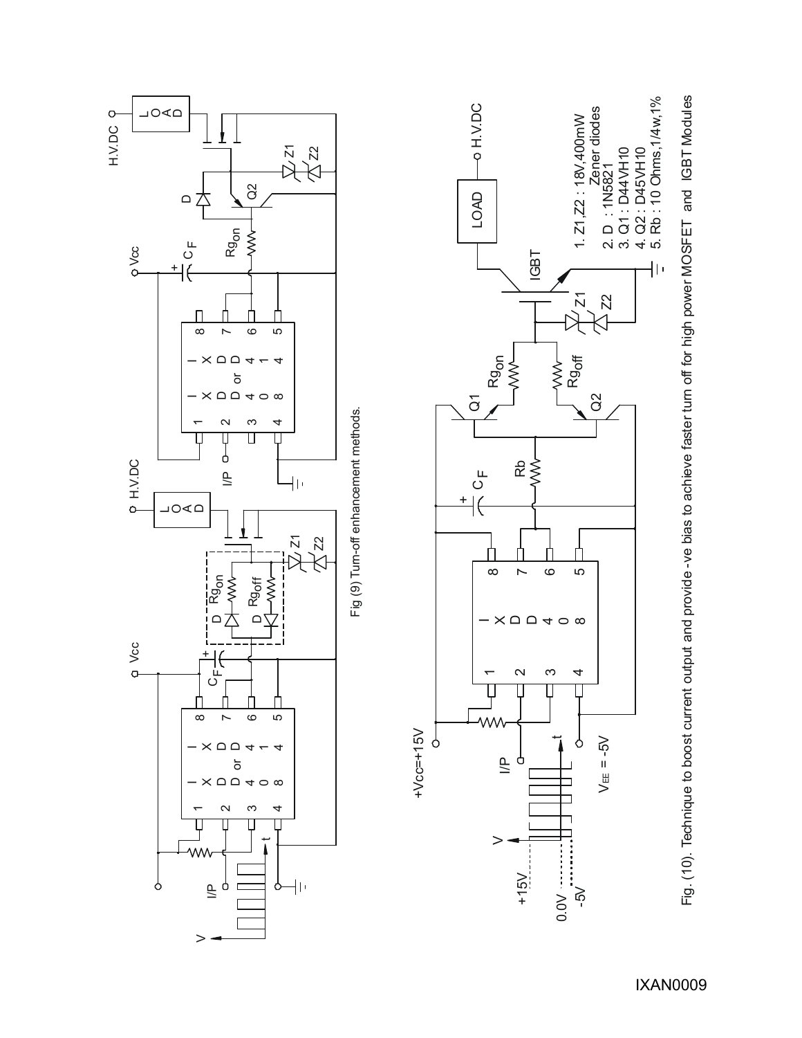Fig (9) Turn-off enhancement methods.

1. Z1,Z2 : 18V,400mW Zener diodes
2. D : 1N5821
3. Q1 : D44VH10
4. Q2 : D45VH10
5. Rb : 10 Ohms,1/4w,1%

Fig. (10). Technique to boost current output and provide -ve bias to achieve faster turn off for high power MOSFET and IGBT Modules

IXAN0009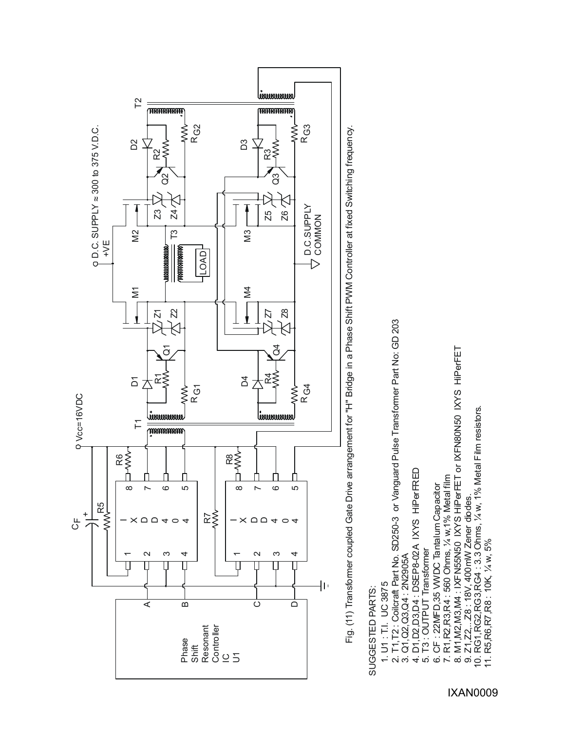Fig. (11) Transformer coupled Gate Drive arrangement for "H" Bridge in a Phase Shift PWM Controller at fixed Switching frequency.

SUGGESTED PARTS:

1. U1 : T.I. UC 3875
2. T1,T2 : Coilcraft Part No. SD250-3 or Vanguard Pulse Transformer Part No: GD 203
3. Q1,Q2,Q3,Q4 : 2N2905A
4. D1,D2,D3,D4 : DSEP8-02A IXYS HiPerFRED
5. T3 : OUTPUT Transformer
6. CF : 22MFD,35 WVDC Tantalum Capacitor
7. R1,R2,R3,R4 : 560 Ohms, ¼ w,1% Metal film
8. M1,M2,M3,M4 : IXFN55N50 IXYS HiPerFET or IXFN80N50 IXYS HiPerFET
9. Z1,Z2,...Z8 : 18V, 400mW Zener diodes.
10. RG1,RG2,RG3,RG4 : 3.3 Ohms, ¼ w, 1% Metal Film resistors.
11. R5,R6,R7,R8 : 10K, ¼ w, 5%

IXAN0009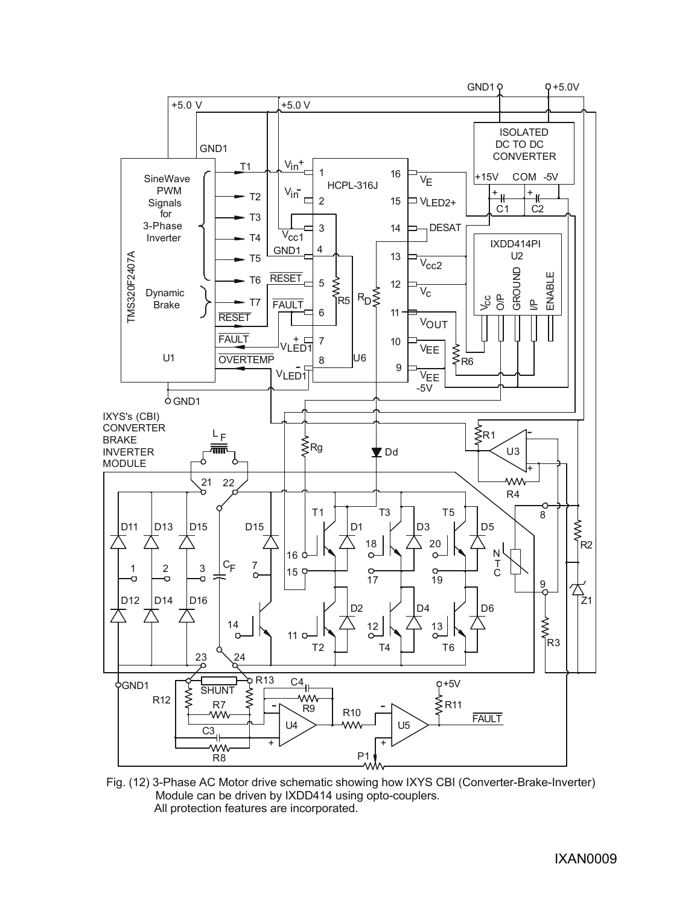Fig. (12) 3-Phase AC Motor drive schematic showing how IXYS CBI (Converter-Brake-Inverter) Module can be driven by IXDD414 using opto-couplers. All protection features are incorporated.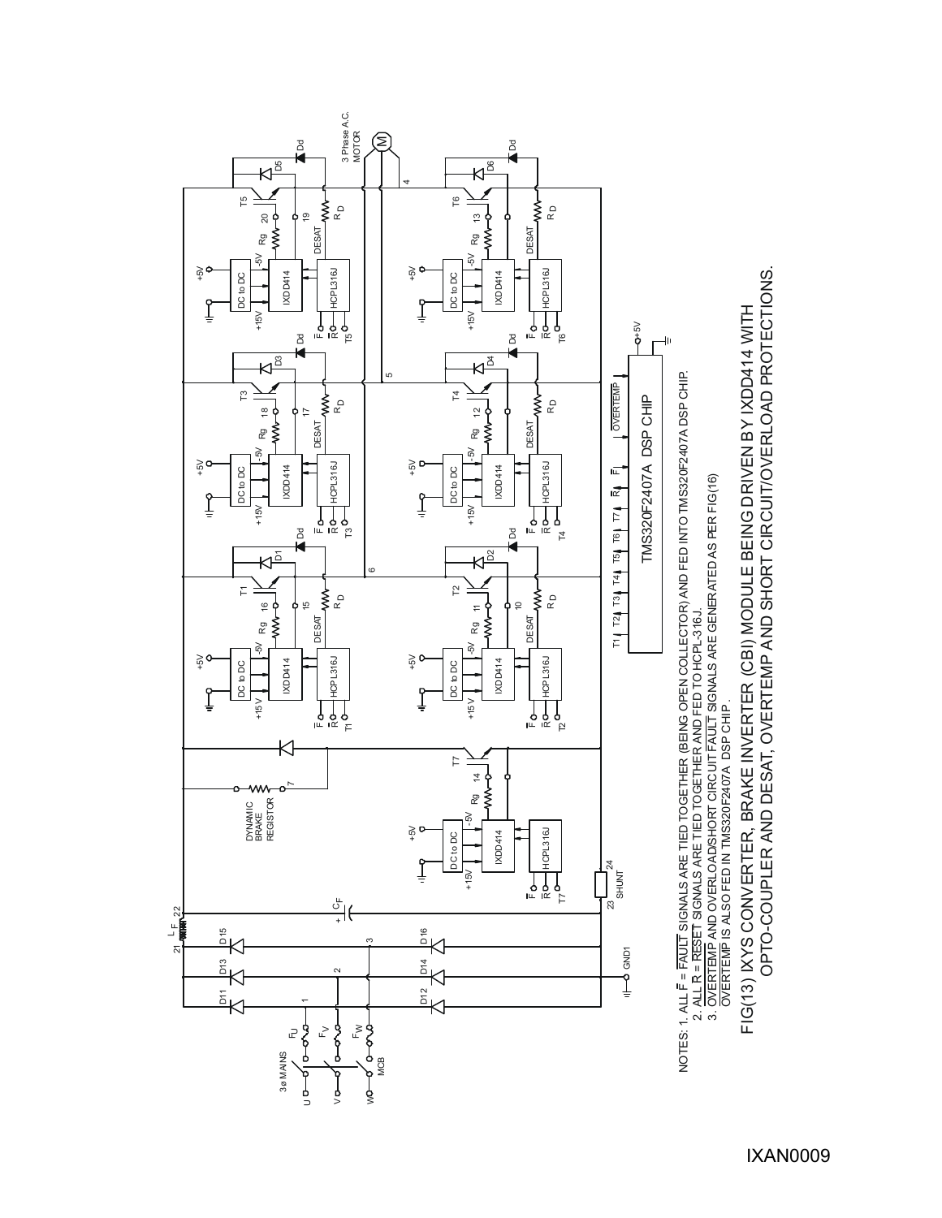NOTES: 1. ALL $\overline{F}$ = $\overline{\text{FAULT}}$ SIGNALS ARE TIED TOGETHER (BEING OPEN COLLECTOR) AND FED INTO TMS320F2407A DSP CHIP.

2. ALL $\overline{R}$ = $\overline{\text{RESET}}$ SIGNALS ARE TIED TOGETHER AND FED TO HCPL-316J.

3. $\overline{\text{OVERTEMP}}$ AND OVERLOAD/SHORT CIRCUIT FAULT SIGNALS ARE GENERATED AS PER FIG(16) $\overline{\text{OVERTEMP}}$ IS ALSO FED IN TMS320F2407A DSP CHIP.

FIG(13) IXYS CONVERTER, BRAKE INVERTER (CBI) MODULE BEING DRIVEN BY IXDD414 WITH OPTO-COUPLER AND DESAT, OVERTEMP AND SHORT CIRCUIT/OVERLOAD PROTECTIONS.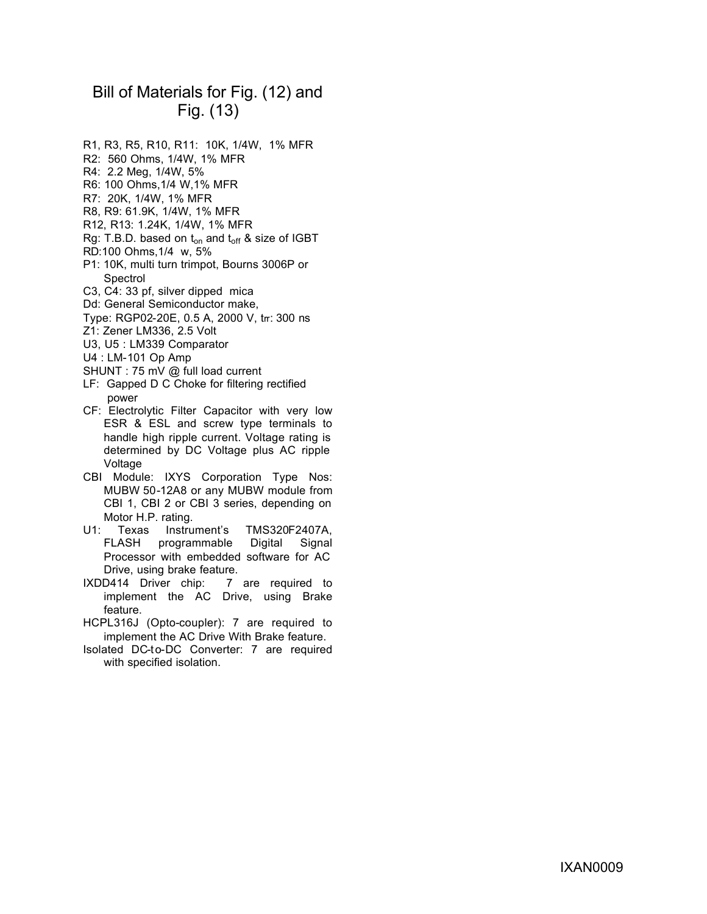## Bill of Materials for Fig. (12) and Fig. (13)

R1, R3, R5, R10, R11: 10K, 1/4W, 1% MFR
R2: 560 Ohms, 1/4W, 1% MFR
R4: 2.2 Meg, 1/4W, 5%
R6: 100 Ohms,1/4 W,1% MFR
R7: 20K, 1/4W, 1% MFR
R8, R9: 61.9K, 1/4W, 1% MFR
R12, R13: 1.24K, 1/4W, 1% MFR
Rg: T.B.D. based on $t_{on}$ and $t_{off}$ & size of IGBT
RD:100 Ohms,1/4 w, 5%
P1: 10K, multi turn trimpot, Bourns 3006P or Spectrol
C3, C4: 33 pf, silver dipped mica
Dd: General Semiconductor make,
Type: RGP02-20E, 0.5 A, 2000 V, trr: 300 ns
Z1: Zener LM336, 2.5 Volt
U3, U5 : LM339 Comparator
U4 : LM-101 Op Amp
SHUNT : 75 mV @ full load current
LF: Gapped D C Choke for filtering rectified power
CF: Electrolytic Filter Capacitor with very low ESR & ESL and screw type terminals to handle high ripple current. Voltage rating is determined by DC Voltage plus AC ripple Voltage
CBI Module: IXYS Corporation Type Nos: MUBW 50-12A8 or any MUBW module from CBI 1, CBI 2 or CBI 3 series, depending on Motor H.P. rating.
U1: Texas Instrument's TMS320F2407A, FLASH programmable Digital Signal Processor with embedded software for AC Drive, using brake feature.
IXDD414 Driver chip: 7 are required to implement the AC Drive, using Brake feature.
HCPL316J (Opto-coupler): 7 are required to implement the AC Drive With Brake feature.
Isolated DC-to-DC Converter: 7 are required with specified isolation.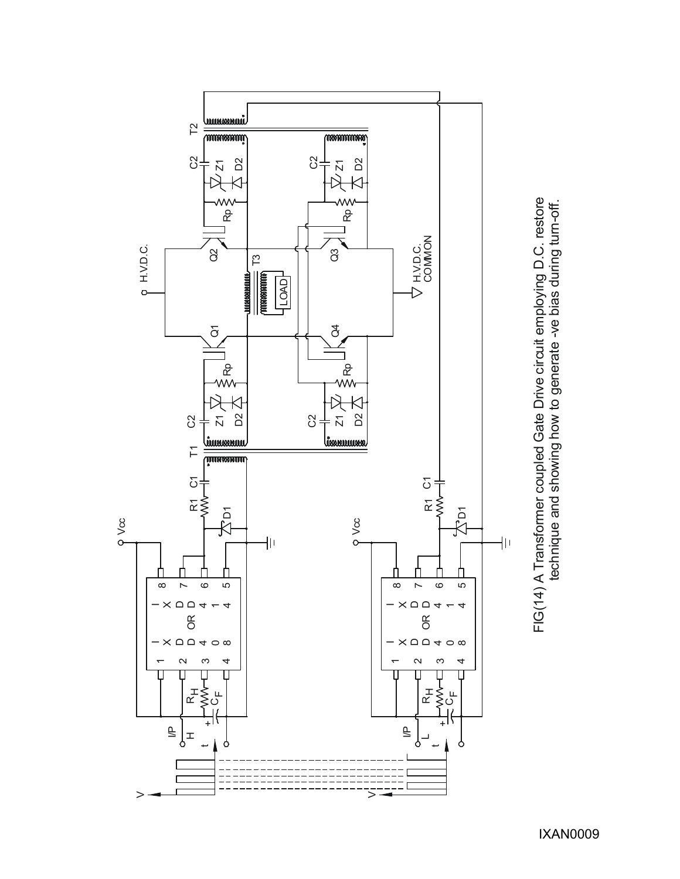FIG(14) A Transformer coupled Gate Drive circuit employing D.C. restore technique and showing how to generate -ve bias during turn-off.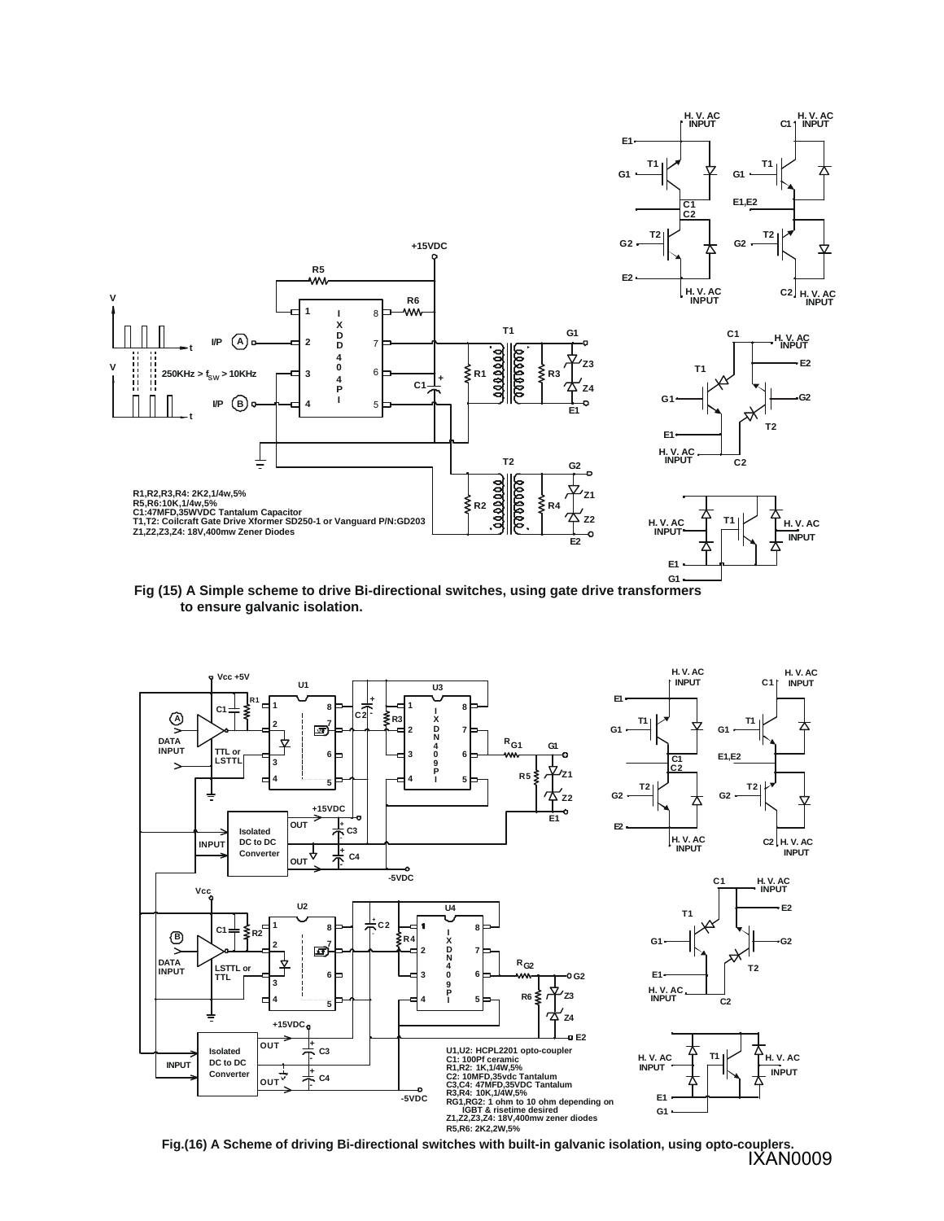R1,R2,R3,R4: 2K2,1/4w,5%
R5,R6:10K,1/4w,5%
C1:47MFD,35WVDC Tantalum Capacitor
T1,T2: Coilcraft Gate Drive Xformer SD250-1 or Vanguard P/N:GD203
Z1,Z2,Z3,Z4: 18V,400mw Zener Diodes

Fig (15) A Simple scheme to drive Bi-directional switches, using gate drive transformers to ensure galvanic isolation.

U1,U2: HCPL2201 opto-coupler
C1: 100Pf ceramic
R1,R2: 1K,1/4W,5%
C2: 10MFD,35vdc Tantalum
C3,C4: 47MFD,35VDC Tantalum
R3,R4: 10K,1/4W,5%
RG1,RG2: 1 ohm to 10 ohm depending on IGBT & risetime desired
Z1,Z2,Z3,Z4: 18V,400mw zener diodes
R5,R6: 2K2,2W,5%

Fig.(16) A Scheme of driving Bi-directional switches with built-in galvanic isolation, using opto-couplers.

IXAN0009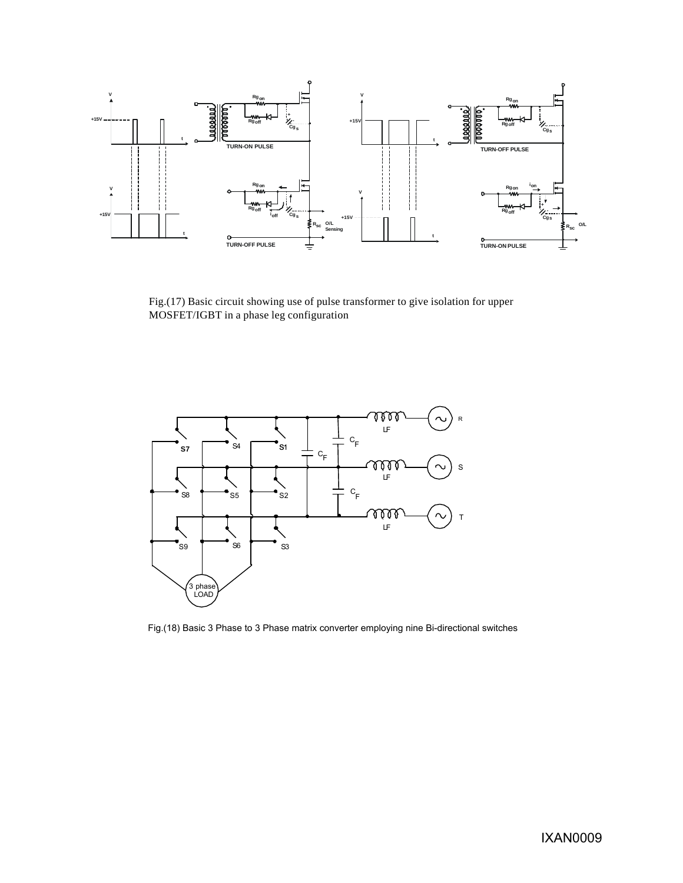V

+15V

t

V

+15V

t

Rg on

Rg off

Cg s

TURN-ON PULSE

Rg on

Rg off

i off

Cg s

R SC

O/L Sensing

TURN-OFF PULSE

V

+15V

t

V

+15V

t

Rg on

Rg off

Cg s

TURN-OFF PULSE

Rg on

i on

Rg off

Cg s

R SC

O/L

TURN-ON PULSE

Fig.(17) Basic circuit showing use of pulse transformer to give isolation for upper MOSFET/IGBT in a phase leg configuration

S7

S4

S1

C F

C F

LF

R

S8

S5

S2

LF

S

C F

S9

S6

S3

LF

T

3 phase LOAD

Fig.(18) Basic 3 Phase to 3 Phase matrix converter employing nine Bi-directional switches